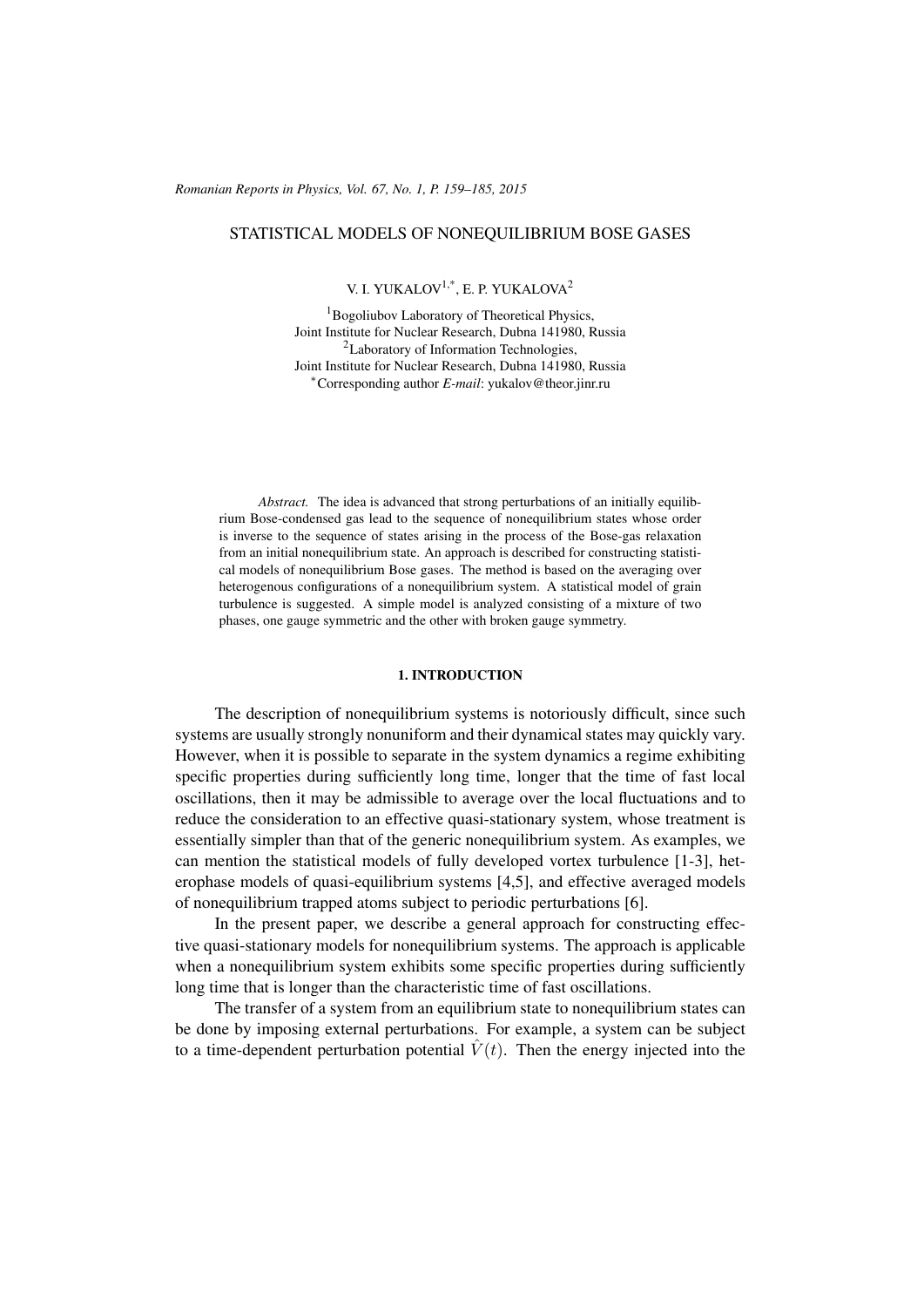# STATISTICAL MODELS OF NONEQUILIBRIUM BOSE GASES

V. I. YUKALOV[1,*], E. P. YUKALOVA[2]

[1]Bogoliubov Laboratory of Theoretical Physics,
Joint Institute for Nuclear Research, Dubna 141980, Russia
[2]Laboratory of Information Technologies,
Joint Institute for Nuclear Research, Dubna 141980, Russia
[*]Corresponding author *E-mail*: yukalov@theor.jinr.ru

*Abstract.* The idea is advanced that strong perturbations of an initially equilibrium Bose-condensed gas lead to the sequence of nonequilibrium states whose order is inverse to the sequence of states arising in the process of the Bose-gas relaxation from an initial nonequilibrium state. An approach is described for constructing statistical models of nonequilibrium Bose gases. The method is based on the averaging over heterogenous configurations of a nonequilibrium system. A statistical model of grain turbulence is suggested. A simple model is analyzed consisting of a mixture of two phases, one gauge symmetric and the other with broken gauge symmetry.

## 1. INTRODUCTION

The description of nonequilibrium systems is notoriously difficult, since such systems are usually strongly nonuniform and their dynamical states may quickly vary. However, when it is possible to separate in the system dynamics a regime exhibiting specific properties during sufficiently long time, longer that the time of fast local oscillations, then it may be admissible to average over the local fluctuations and to reduce the consideration to an effective quasi-stationary system, whose treatment is essentially simpler than that of the generic nonequilibrium system. As examples, we can mention the statistical models of fully developed vortex turbulence [1-3], heterophase models of quasi-equilibrium systems [4,5], and effective averaged models of nonequilibrium trapped atoms subject to periodic perturbations [6].

In the present paper, we describe a general approach for constructing effective quasi-stationary models for nonequilibrium systems. The approach is applicable when a nonequilibrium system exhibits some specific properties during sufficiently long time that is longer than the characteristic time of fast oscillations.

The transfer of a system from an equilibrium state to nonequilibrium states can be done by imposing external perturbations. For example, a system can be subject to a time-dependent perturbation potential $\hat{V}(t)$. Then the energy injected into the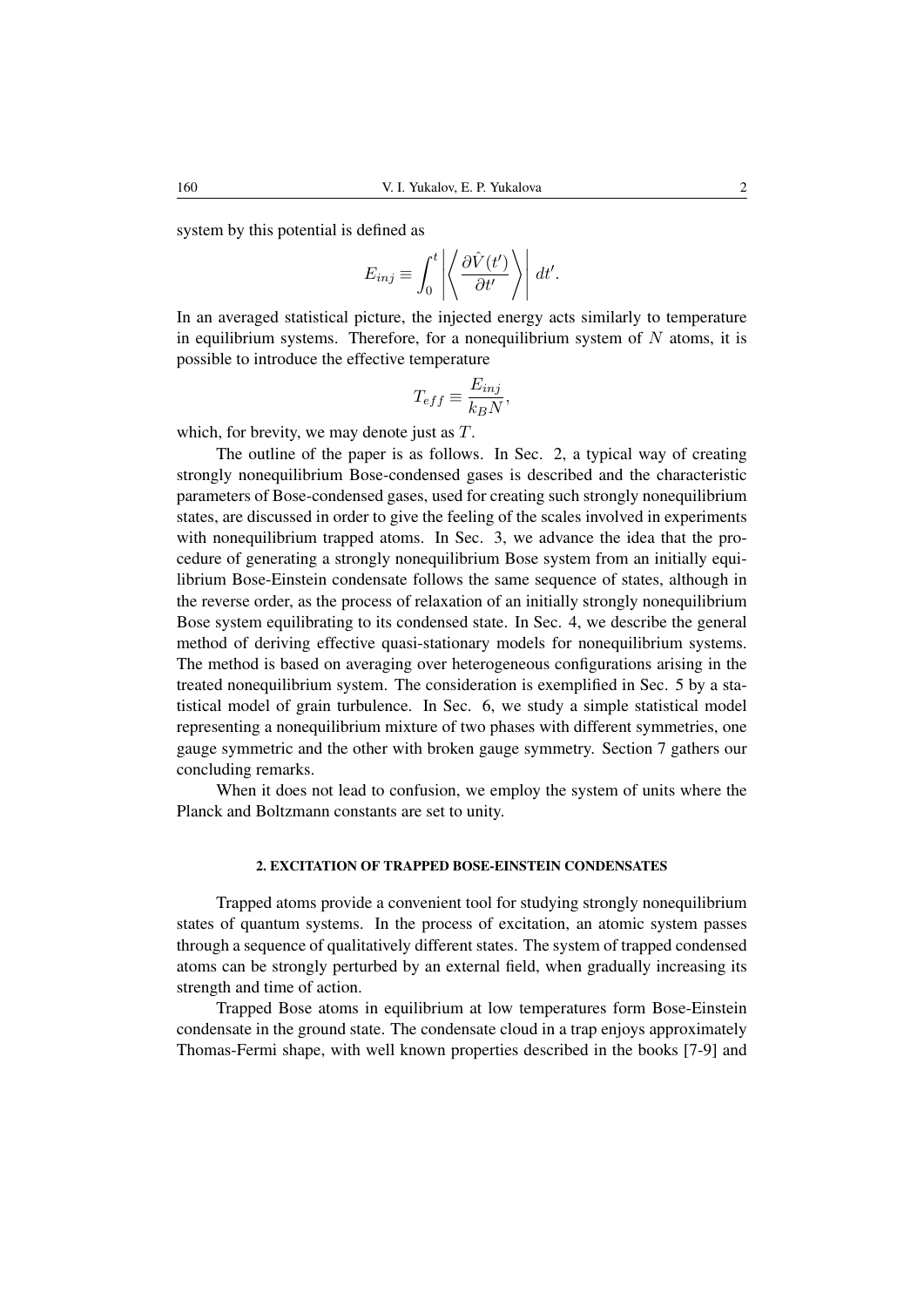system by this potential is defined as

$$E_{inj} \equiv \int_0^t \left| \left\langle \frac{\partial \hat{V}(t')}{\partial t'} \right\rangle \right| dt'.$$

In an averaged statistical picture, the injected energy acts similarly to temperature in equilibrium systems. Therefore, for a nonequilibrium system of $N$ atoms, it is possible to introduce the effective temperature

$$T_{eff} \equiv \frac{E_{inj}}{k_B N},$$

which, for brevity, we may denote just as $T$.

The outline of the paper is as follows. In Sec. 2, a typical way of creating strongly nonequilibrium Bose-condensed gases is described and the characteristic parameters of Bose-condensed gases, used for creating such strongly nonequilibrium states, are discussed in order to give the feeling of the scales involved in experiments with nonequilibrium trapped atoms. In Sec. 3, we advance the idea that the procedure of generating a strongly nonequilibrium Bose system from an initially equilibrium Bose-Einstein condensate follows the same sequence of states, although in the reverse order, as the process of relaxation of an initially strongly nonequilibrium Bose system equilibrating to its condensed state. In Sec. 4, we describe the general method of deriving effective quasi-stationary models for nonequilibrium systems. The method is based on averaging over heterogeneous configurations arising in the treated nonequilibrium system. The consideration is exemplified in Sec. 5 by a statistical model of grain turbulence. In Sec. 6, we study a simple statistical model representing a nonequilibrium mixture of two phases with different symmetries, one gauge symmetric and the other with broken gauge symmetry. Section 7 gathers our concluding remarks.

When it does not lead to confusion, we employ the system of units where the Planck and Boltzmann constants are set to unity.

## 2. EXCITATION OF TRAPPED BOSE-EINSTEIN CONDENSATES

Trapped atoms provide a convenient tool for studying strongly nonequilibrium states of quantum systems. In the process of excitation, an atomic system passes through a sequence of qualitatively different states. The system of trapped condensed atoms can be strongly perturbed by an external field, when gradually increasing its strength and time of action.

Trapped Bose atoms in equilibrium at low temperatures form Bose-Einstein condensate in the ground state. The condensate cloud in a trap enjoys approximately Thomas-Fermi shape, with well known properties described in the books [7-9] and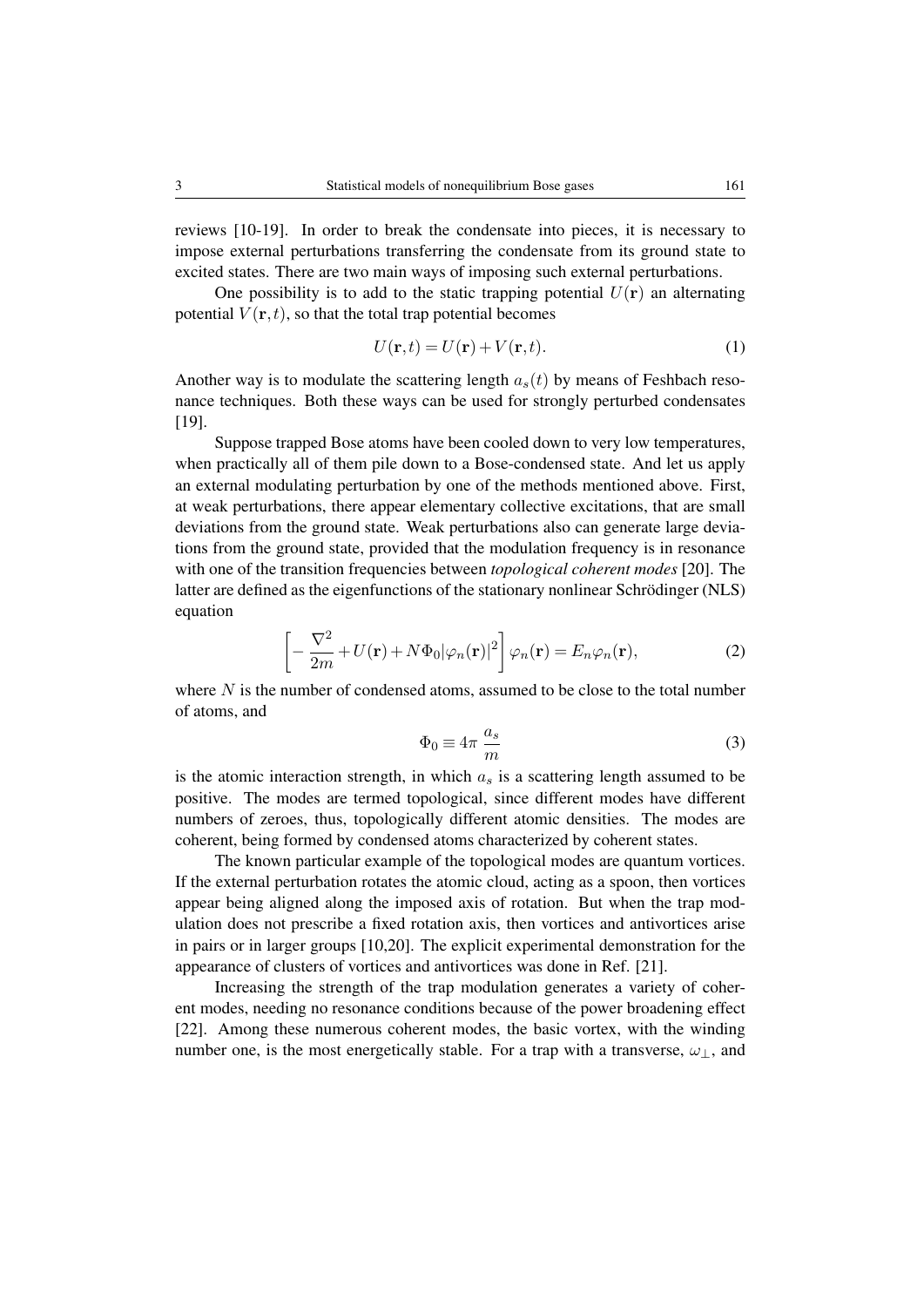reviews [10-19]. In order to break the condensate into pieces, it is necessary to impose external perturbations transferring the condensate from its ground state to excited states. There are two main ways of imposing such external perturbations.

One possibility is to add to the static trapping potential $U(\mathbf{r})$ an alternating potential $V(\mathbf{r},t)$, so that the total trap potential becomes

$$U(\mathbf{r},t) = U(\mathbf{r}) + V(\mathbf{r},t). \tag{1}$$

Another way is to modulate the scattering length $a_s(t)$ by means of Feshbach resonance techniques. Both these ways can be used for strongly perturbed condensates [19].

Suppose trapped Bose atoms have been cooled down to very low temperatures, when practically all of them pile down to a Bose-condensed state. And let us apply an external modulating perturbation by one of the methods mentioned above. First, at weak perturbations, there appear elementary collective excitations, that are small deviations from the ground state. Weak perturbations also can generate large deviations from the ground state, provided that the modulation frequency is in resonance with one of the transition frequencies between *topological coherent modes* [20]. The latter are defined as the eigenfunctions of the stationary nonlinear Schrödinger (NLS) equation

$$\left[ -\frac{\nabla^2}{2m} + U(\mathbf{r}) + N\Phi_0 |\varphi_n(\mathbf{r})|^2 \right] \varphi_n(\mathbf{r}) = E_n \varphi_n(\mathbf{r}), \tag{2}$$

where $N$ is the number of condensed atoms, assumed to be close to the total number of atoms, and

$$\Phi_0 \equiv 4\pi \, \frac{a_s}{m} \tag{3}$$

is the atomic interaction strength, in which $a_s$ is a scattering length assumed to be positive. The modes are termed topological, since different modes have different numbers of zeroes, thus, topologically different atomic densities. The modes are coherent, being formed by condensed atoms characterized by coherent states.

The known particular example of the topological modes are quantum vortices. If the external perturbation rotates the atomic cloud, acting as a spoon, then vortices appear being aligned along the imposed axis of rotation. But when the trap modulation does not prescribe a fixed rotation axis, then vortices and antivortices arise in pairs or in larger groups [10,20]. The explicit experimental demonstration for the appearance of clusters of vortices and antivortices was done in Ref. [21].

Increasing the strength of the trap modulation generates a variety of coherent modes, needing no resonance conditions because of the power broadening effect [22]. Among these numerous coherent modes, the basic vortex, with the winding number one, is the most energetically stable. For a trap with a transverse, $\omega_\perp$, and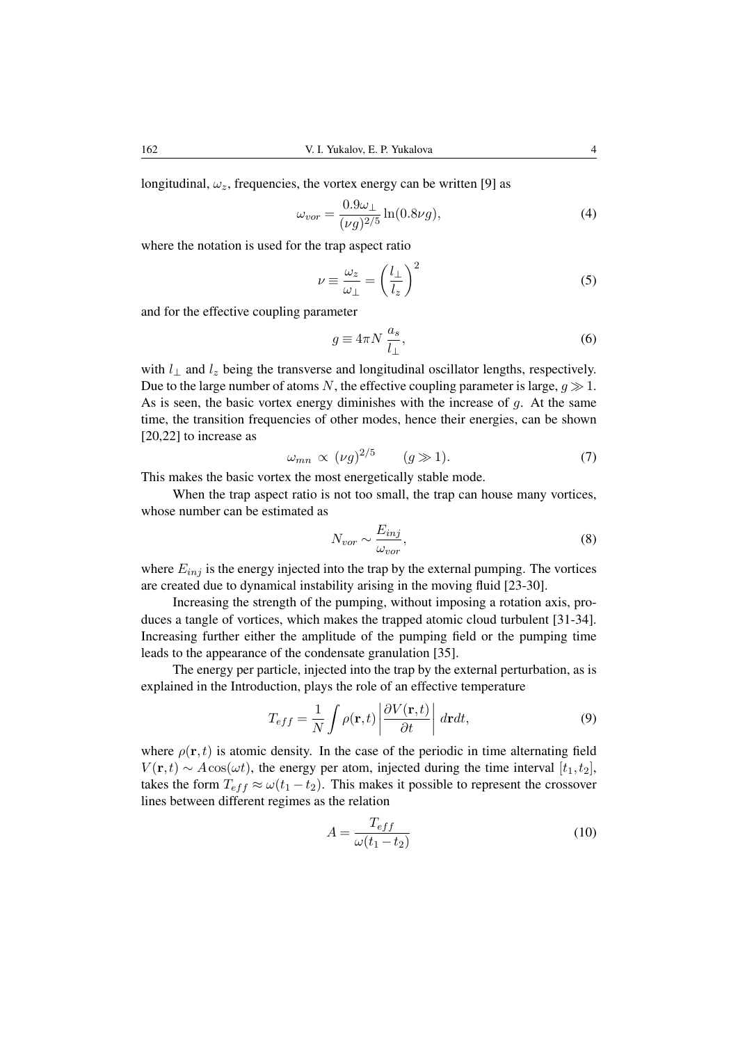longitudinal, $\omega_z$, frequencies, the vortex energy can be written [9] as

$$
\omega_{vor} = \frac{0.9\omega_\perp}{(\nu g)^{2/5}} \ln(0.8\nu g), \tag{4}
$$

where the notation is used for the trap aspect ratio

$$
\nu \equiv \frac{\omega_z}{\omega_\perp} = \left( \frac{l_\perp}{l_z} \right)^2 \tag{5}
$$

and for the effective coupling parameter

$$
g \equiv 4\pi N \, \frac{a_s}{l_\perp}, \tag{6}
$$

with $l_\perp$ and $l_z$ being the transverse and longitudinal oscillator lengths, respectively. Due to the large number of atoms $N$, the effective coupling parameter is large, $g \gg 1$. As is seen, the basic vortex energy diminishes with the increase of $g$. At the same time, the transition frequencies of other modes, hence their energies, can be shown [20,22] to increase as

$$
\omega_{mn} \propto (\nu g)^{2/5} \qquad (g \gg 1). \tag{7}
$$

This makes the basic vortex the most energetically stable mode.

When the trap aspect ratio is not too small, the trap can house many vortices, whose number can be estimated as

$$
N_{vor} \sim \frac{E_{inj}}{\omega_{vor}}, \tag{8}
$$

where $E_{inj}$ is the energy injected into the trap by the external pumping. The vortices are created due to dynamical instability arising in the moving fluid [23-30].

Increasing the strength of the pumping, without imposing a rotation axis, produces a tangle of vortices, which makes the trapped atomic cloud turbulent [31-34]. Increasing further either the amplitude of the pumping field or the pumping time leads to the appearance of the condensate granulation [35].

The energy per particle, injected into the trap by the external perturbation, as is explained in the Introduction, plays the role of an effective temperature

$$
T_{eff} = \frac{1}{N} \int \rho(\mathbf{r},t) \left| \frac{\partial V(\mathbf{r},t)}{\partial t} \right| d\mathbf{r}dt, \tag{9}
$$

where $\rho(\mathbf{r},t)$ is atomic density. In the case of the periodic in time alternating field $V(\mathbf{r},t) \sim A\cos(\omega t)$, the energy per atom, injected during the time interval $[t_1,t_2]$, takes the form $T_{eff} \approx \omega(t_1 - t_2)$. This makes it possible to represent the crossover lines between different regimes as the relation

$$
A = \frac{T_{eff}}{\omega(t_1 - t_2)} \tag{10}
$$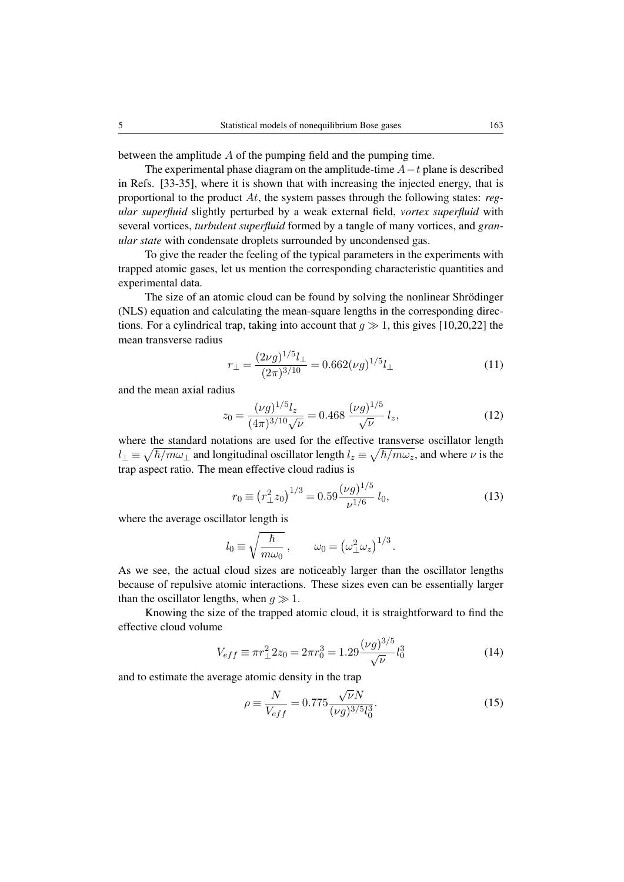between the amplitude $A$ of the pumping field and the pumping time.

The experimental phase diagram on the amplitude-time $A-t$ plane is described in Refs. [33-35], where it is shown that with increasing the injected energy, that is proportional to the product $At$, the system passes through the following states: *regular superfluid* slightly perturbed by a weak external field, *vortex superfluid* with several vortices, *turbulent superfluid* formed by a tangle of many vortices, and *granular state* with condensate droplets surrounded by uncondensed gas.

To give the reader the feeling of the typical parameters in the experiments with trapped atomic gases, let us mention the corresponding characteristic quantities and experimental data.

The size of an atomic cloud can be found by solving the nonlinear Shrödinger (NLS) equation and calculating the mean-square lengths in the corresponding directions. For a cylindrical trap, taking into account that $g \gg 1$, this gives [10,20,22] the mean transverse radius

$$
r_\perp = \frac{(2\nu g)^{1/5} l_\perp}{(2\pi)^{3/10}} = 0.662(\nu g)^{1/5} l_\perp \tag{11}
$$

and the mean axial radius

$$
z_0 = \frac{(\nu g)^{1/5} l_z}{(4\pi)^{3/10}\sqrt{\nu}} = 0.468\,\frac{(\nu g)^{1/5}}{\sqrt{\nu}}\,l_z, \tag{12}
$$

where the standard notations are used for the effective transverse oscillator length $l_\perp \equiv \sqrt{\hbar/m\omega_\perp}$ and longitudinal oscillator length $l_z \equiv \sqrt{\hbar/m\omega_z}$, and where $\nu$ is the trap aspect ratio. The mean effective cloud radius is

$$
r_0 \equiv \left(r_\perp^2 z_0\right)^{1/3} = 0.59\,\frac{(\nu g)^{1/5}}{\nu^{1/6}}\,l_0, \tag{13}
$$

where the average oscillator length is

$$
l_0 \equiv \sqrt{\frac{\hbar}{m\omega_0}}\,, \qquad \omega_0 = \left(\omega_\perp^2 \omega_z\right)^{1/3}.
$$

As we see, the actual cloud sizes are noticeably larger than the oscillator lengths because of repulsive atomic interactions. These sizes even can be essentially larger than the oscillator lengths, when $g \gg 1$.

Knowing the size of the trapped atomic cloud, it is straightforward to find the effective cloud volume

$$
V_{eff} \equiv \pi r_\perp^2 2z_0 = 2\pi r_0^3 = 1.29\frac{(\nu g)^{3/5}}{\sqrt{\nu}} l_0^3 \tag{14}
$$

and to estimate the average atomic density in the trap

$$
\rho \equiv \frac{N}{V_{eff}} = 0.775\frac{\sqrt{\nu}N}{(\nu g)^{3/5} l_0^3}. \tag{15}
$$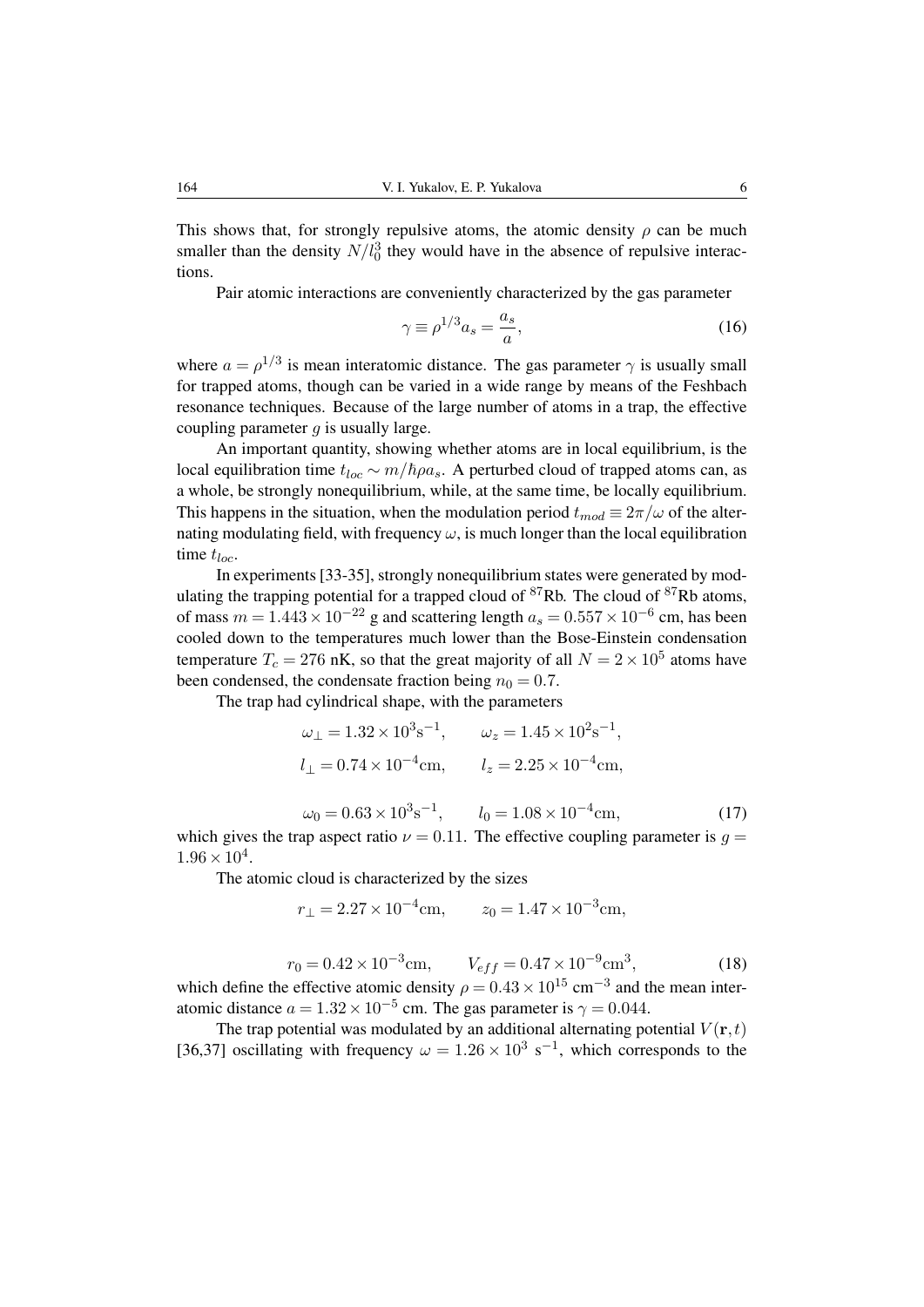This shows that, for strongly repulsive atoms, the atomic density $\rho$ can be much smaller than the density $N/l_0^3$ they would have in the absence of repulsive interactions.

Pair atomic interactions are conveniently characterized by the gas parameter

$$\gamma \equiv \rho^{1/3} a_s = \frac{a_s}{a}, \tag{16}$$

where $a = \rho^{1/3}$ is mean interatomic distance. The gas parameter $\gamma$ is usually small for trapped atoms, though can be varied in a wide range by means of the Feshbach resonance techniques. Because of the large number of atoms in a trap, the effective coupling parameter $g$ is usually large.

An important quantity, showing whether atoms are in local equilibrium, is the local equilibration time $t_{loc} \sim m/\hbar \rho a_s$. A perturbed cloud of trapped atoms can, as a whole, be strongly nonequilibrium, while, at the same time, be locally equilibrium. This happens in the situation, when the modulation period $t_{mod} \equiv 2\pi/\omega$ of the alternating modulating field, with frequency $\omega$, is much longer than the local equilibration time $t_{loc}$.

In experiments [33-35], strongly nonequilibrium states were generated by modulating the trapping potential for a trapped cloud of $^{87}$Rb. The cloud of $^{87}$Rb atoms, of mass $m = 1.443 \times 10^{-22}$ g and scattering length $a_s = 0.557 \times 10^{-6}$ cm, has been cooled down to the temperatures much lower than the Bose-Einstein condensation temperature $T_c = 276$ nK, so that the great majority of all $N = 2 \times 10^5$ atoms have been condensed, the condensate fraction being $n_0 = 0.7$.

The trap had cylindrical shape, with the parameters

$$\omega_\perp = 1.32 \times 10^3 \text{s}^{-1}, \qquad \omega_z = 1.45 \times 10^2 \text{s}^{-1},$$

$$l_\perp = 0.74 \times 10^{-4} \text{cm}, \qquad l_z = 2.25 \times 10^{-4} \text{cm},$$

$$\omega_0 = 0.63 \times 10^3 \text{s}^{-1}, \qquad l_0 = 1.08 \times 10^{-4} \text{cm}, \tag{17}$$

which gives the trap aspect ratio $\nu = 0.11$. The effective coupling parameter is $g = 1.96 \times 10^4$.

The atomic cloud is characterized by the sizes

$$r_\perp = 2.27 \times 10^{-4} \text{cm}, \qquad z_0 = 1.47 \times 10^{-3} \text{cm},$$

$$r_0 = 0.42 \times 10^{-3} \text{cm}, \qquad V_{eff} = 0.47 \times 10^{-9} \text{cm}^3, \tag{18}$$

which define the effective atomic density $\rho = 0.43 \times 10^{15}$ cm$^{-3}$ and the mean interatomic distance $a = 1.32 \times 10^{-5}$ cm. The gas parameter is $\gamma = 0.044$.

The trap potential was modulated by an additional alternating potential $V(\mathbf{r}, t)$ [36,37] oscillating with frequency $\omega = 1.26 \times 10^3$ s$^{-1}$, which corresponds to the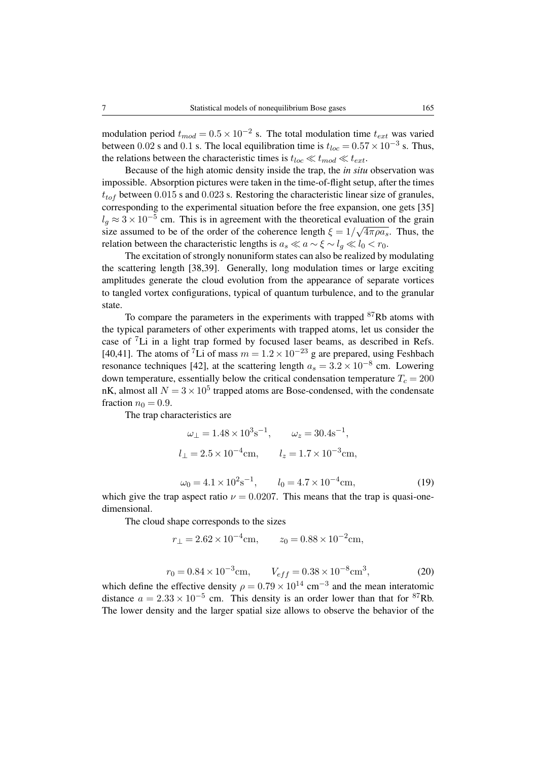modulation period $t_{mod} = 0.5 \times 10^{-2}$ s. The total modulation time $t_{ext}$ was varied between $0.02$ s and $0.1$ s. The local equilibration time is $t_{loc} = 0.57 \times 10^{-3}$ s. Thus, the relations between the characteristic times is $t_{loc} \ll t_{mod} \ll t_{ext}$.

Because of the high atomic density inside the trap, the *in situ* observation was impossible. Absorption pictures were taken in the time-of-flight setup, after the times $t_{tof}$ between $0.015$ s and $0.023$ s. Restoring the characteristic linear size of granules, corresponding to the experimental situation before the free expansion, one gets [35] $l_g \approx 3 \times 10^{-5}$ cm. This is in agreement with the theoretical evaluation of the grain size assumed to be of the order of the coherence length $\xi = 1/\sqrt{4\pi\rho a_s}$. Thus, the relation between the characteristic lengths is $a_s \ll a \sim \xi \sim l_g \ll l_0 < r_0$.

The excitation of strongly nonuniform states can also be realized by modulating the scattering length [38,39]. Generally, long modulation times or large exciting amplitudes generate the cloud evolution from the appearance of separate vortices to tangled vortex configurations, typical of quantum turbulence, and to the granular state.

To compare the parameters in the experiments with trapped $^{87}$Rb atoms with the typical parameters of other experiments with trapped atoms, let us consider the case of $^{7}$Li in a light trap formed by focused laser beams, as described in Refs. [40,41]. The atoms of $^{7}$Li of mass $m = 1.2 \times 10^{-23}$ g are prepared, using Feshbach resonance techniques [42], at the scattering length $a_s = 3.2 \times 10^{-8}$ cm. Lowering down temperature, essentially below the critical condensation temperature $T_c = 200$ nK, almost all $N = 3 \times 10^5$ trapped atoms are Bose-condensed, with the condensate fraction $n_0 = 0.9$.

The trap characteristics are

$$\omega_\perp = 1.48 \times 10^3 \text{s}^{-1}, \qquad \omega_z = 30.4 \text{s}^{-1},$$

$$l_\perp = 2.5 \times 10^{-4} \text{cm}, \qquad l_z = 1.7 \times 10^{-3} \text{cm},$$

$$\omega_0 = 4.1 \times 10^2 \text{s}^{-1}, \qquad l_0 = 4.7 \times 10^{-4} \text{cm}, \tag{19}$$

which give the trap aspect ratio $\nu = 0.0207$. This means that the trap is quasi-one-dimensional.

The cloud shape corresponds to the sizes

$$r_\perp = 2.62 \times 10^{-4} \text{cm}, \qquad z_0 = 0.88 \times 10^{-2} \text{cm},$$

$$r_0 = 0.84 \times 10^{-3} \text{cm}, \qquad V_{eff} = 0.38 \times 10^{-8} \text{cm}^3, \tag{20}$$

which define the effective density $\rho = 0.79 \times 10^{14}$ cm$^{-3}$ and the mean interatomic distance $a = 2.33 \times 10^{-5}$ cm. This density is an order lower than that for $^{87}$Rb. The lower density and the larger spatial size allows to observe the behavior of the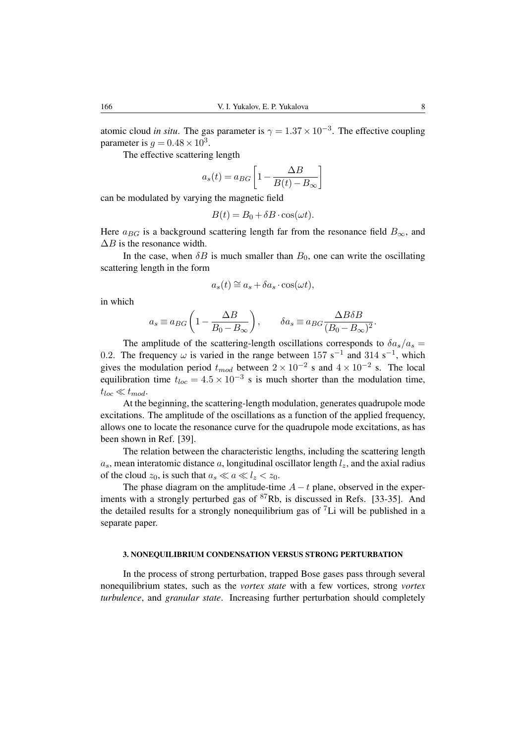atomic cloud *in situ*. The gas parameter is $\gamma = 1.37 \times 10^{-3}$. The effective coupling parameter is $g = 0.48 \times 10^3$.

The effective scattering length

$$a_s(t) = a_{BG}\left[1 - \frac{\Delta B}{B(t) - B_\infty}\right]$$

can be modulated by varying the magnetic field

$$B(t) = B_0 + \delta B \cdot \cos(\omega t).$$

Here $a_{BG}$ is a background scattering length far from the resonance field $B_\infty$, and $\Delta B$ is the resonance width.

In the case, when $\delta B$ is much smaller than $B_0$, one can write the oscillating scattering length in the form

$$a_s(t) \cong a_s + \delta a_s \cdot \cos(\omega t),$$

in which

$$a_s \equiv a_{BG}\left(1 - \frac{\Delta B}{B_0 - B_\infty}\right), \qquad \delta a_s \equiv a_{BG}\frac{\Delta B \delta B}{(B_0 - B_\infty)^2}.$$

The amplitude of the scattering-length oscillations corresponds to $\delta a_s / a_s = 0.2$. The frequency $\omega$ is varied in the range between $157\ \mathrm{s}^{-1}$ and $314\ \mathrm{s}^{-1}$, which gives the modulation period $t_{mod}$ between $2 \times 10^{-2}$ s and $4 \times 10^{-2}$ s. The local equilibration time $t_{loc} = 4.5 \times 10^{-3}$ s is much shorter than the modulation time, $t_{loc} \ll t_{mod}$.

At the beginning, the scattering-length modulation, generates quadrupole mode excitations. The amplitude of the oscillations as a function of the applied frequency, allows one to locate the resonance curve for the quadrupole mode excitations, as has been shown in Ref. [39].

The relation between the characteristic lengths, including the scattering length $a_s$, mean interatomic distance $a$, longitudinal oscillator length $l_z$, and the axial radius of the cloud $z_0$, is such that $a_s \ll a \ll l_z < z_0$.

The phase diagram on the amplitude-time $A - t$ plane, observed in the experiments with a strongly perturbed gas of $^{87}$Rb, is discussed in Refs. [33-35]. And the detailed results for a strongly nonequilibrium gas of $^{7}$Li will be published in a separate paper.

### 3. NONEQUILIBRIUM CONDENSATION VERSUS STRONG PERTURBATION

In the process of strong perturbation, trapped Bose gases pass through several nonequilibrium states, such as the *vortex state* with a few vortices, strong *vortex turbulence*, and *granular state*. Increasing further perturbation should completely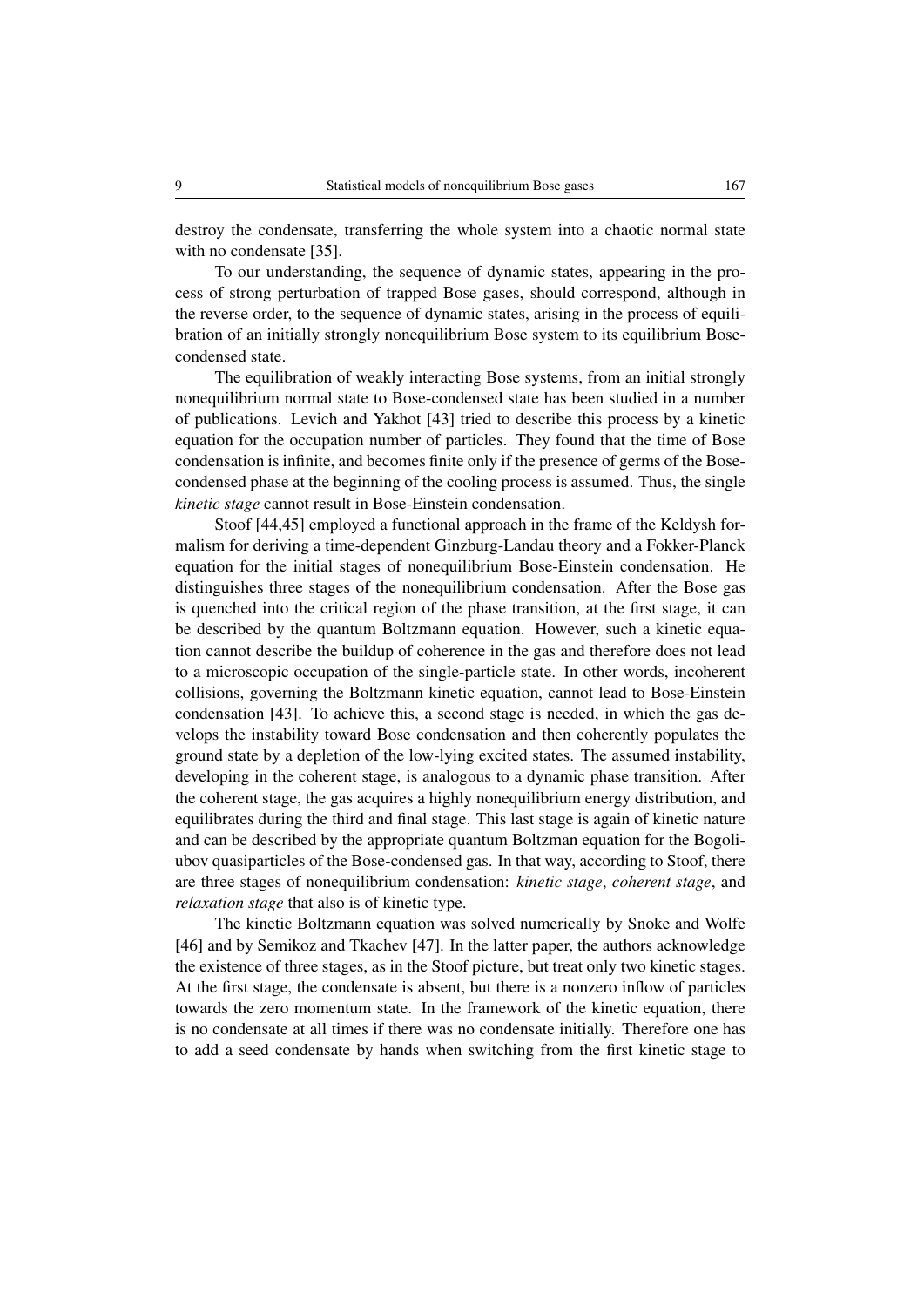destroy the condensate, transferring the whole system into a chaotic normal state with no condensate [35].

To our understanding, the sequence of dynamic states, appearing in the process of strong perturbation of trapped Bose gases, should correspond, although in the reverse order, to the sequence of dynamic states, arising in the process of equilibration of an initially strongly nonequilibrium Bose system to its equilibrium Bose-condensed state.

The equilibration of weakly interacting Bose systems, from an initial strongly nonequilibrium normal state to Bose-condensed state has been studied in a number of publications. Levich and Yakhot [43] tried to describe this process by a kinetic equation for the occupation number of particles. They found that the time of Bose condensation is infinite, and becomes finite only if the presence of germs of the Bose-condensed phase at the beginning of the cooling process is assumed. Thus, the single *kinetic stage* cannot result in Bose-Einstein condensation.

Stoof [44,45] employed a functional approach in the frame of the Keldysh formalism for deriving a time-dependent Ginzburg-Landau theory and a Fokker-Planck equation for the initial stages of nonequilibrium Bose-Einstein condensation. He distinguishes three stages of the nonequilibrium condensation. After the Bose gas is quenched into the critical region of the phase transition, at the first stage, it can be described by the quantum Boltzmann equation. However, such a kinetic equation cannot describe the buildup of coherence in the gas and therefore does not lead to a microscopic occupation of the single-particle state. In other words, incoherent collisions, governing the Boltzmann kinetic equation, cannot lead to Bose-Einstein condensation [43]. To achieve this, a second stage is needed, in which the gas develops the instability toward Bose condensation and then coherently populates the ground state by a depletion of the low-lying excited states. The assumed instability, developing in the coherent stage, is analogous to a dynamic phase transition. After the coherent stage, the gas acquires a highly nonequilibrium energy distribution, and equilibrates during the third and final stage. This last stage is again of kinetic nature and can be described by the appropriate quantum Boltzman equation for the Bogoliubov quasiparticles of the Bose-condensed gas. In that way, according to Stoof, there are three stages of nonequilibrium condensation: *kinetic stage*, *coherent stage*, and *relaxation stage* that also is of kinetic type.

The kinetic Boltzmann equation was solved numerically by Snoke and Wolfe [46] and by Semikoz and Tkachev [47]. In the latter paper, the authors acknowledge the existence of three stages, as in the Stoof picture, but treat only two kinetic stages. At the first stage, the condensate is absent, but there is a nonzero inflow of particles towards the zero momentum state. In the framework of the kinetic equation, there is no condensate at all times if there was no condensate initially. Therefore one has to add a seed condensate by hands when switching from the first kinetic stage to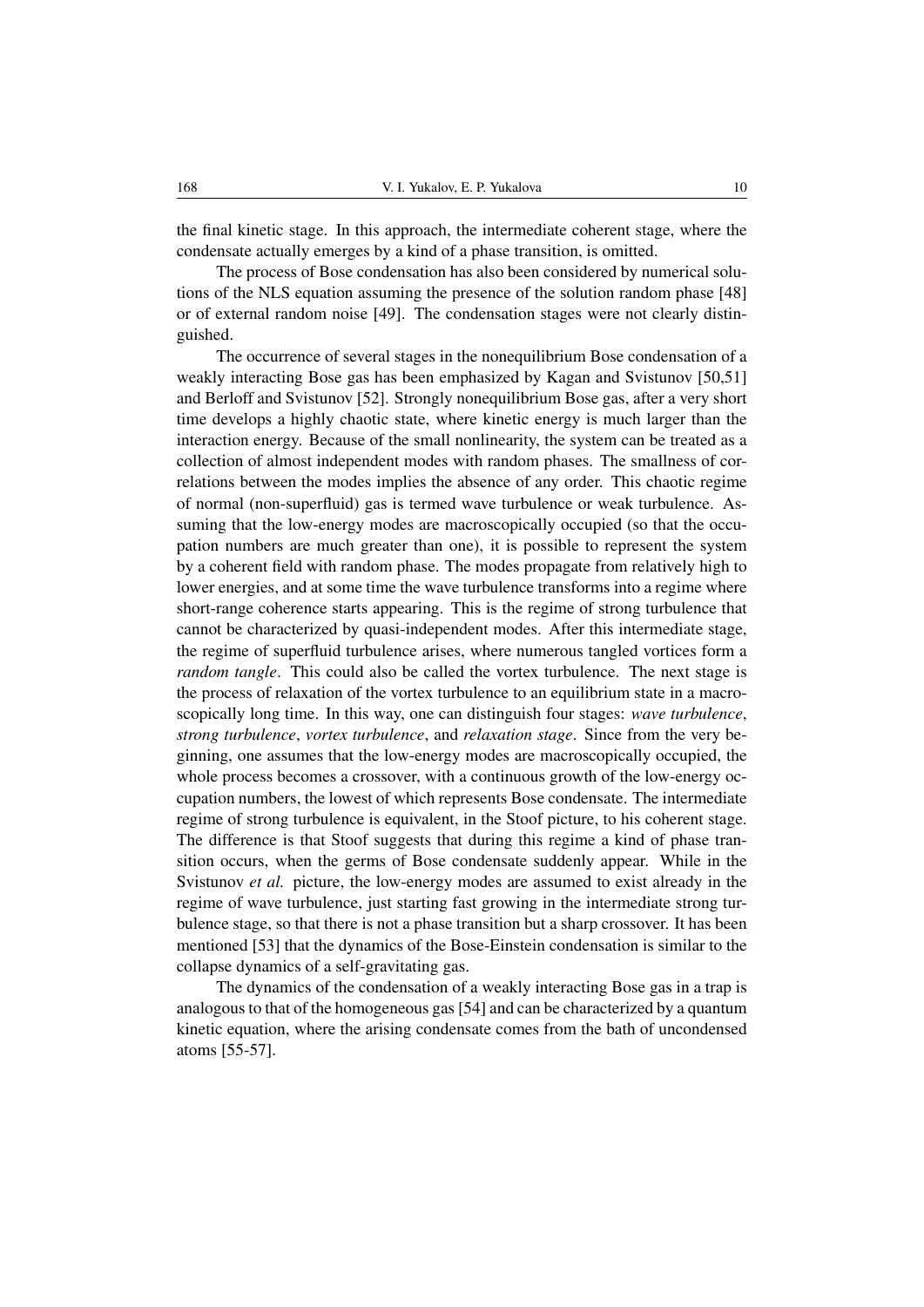the final kinetic stage. In this approach, the intermediate coherent stage, where the condensate actually emerges by a kind of a phase transition, is omitted.

The process of Bose condensation has also been considered by numerical solutions of the NLS equation assuming the presence of the solution random phase [48] or of external random noise [49]. The condensation stages were not clearly distinguished.

The occurrence of several stages in the nonequilibrium Bose condensation of a weakly interacting Bose gas has been emphasized by Kagan and Svistunov [50,51] and Berloff and Svistunov [52]. Strongly nonequilibrium Bose gas, after a very short time develops a highly chaotic state, where kinetic energy is much larger than the interaction energy. Because of the small nonlinearity, the system can be treated as a collection of almost independent modes with random phases. The smallness of correlations between the modes implies the absence of any order. This chaotic regime of normal (non-superfluid) gas is termed wave turbulence or weak turbulence. Assuming that the low-energy modes are macroscopically occupied (so that the occupation numbers are much greater than one), it is possible to represent the system by a coherent field with random phase. The modes propagate from relatively high to lower energies, and at some time the wave turbulence transforms into a regime where short-range coherence starts appearing. This is the regime of strong turbulence that cannot be characterized by quasi-independent modes. After this intermediate stage, the regime of superfluid turbulence arises, where numerous tangled vortices form a *random tangle*. This could also be called the vortex turbulence. The next stage is the process of relaxation of the vortex turbulence to an equilibrium state in a macroscopically long time. In this way, one can distinguish four stages: *wave turbulence*, *strong turbulence*, *vortex turbulence*, and *relaxation stage*. Since from the very beginning, one assumes that the low-energy modes are macroscopically occupied, the whole process becomes a crossover, with a continuous growth of the low-energy occupation numbers, the lowest of which represents Bose condensate. The intermediate regime of strong turbulence is equivalent, in the Stoof picture, to his coherent stage. The difference is that Stoof suggests that during this regime a kind of phase transition occurs, when the germs of Bose condensate suddenly appear. While in the Svistunov *et al.* picture, the low-energy modes are assumed to exist already in the regime of wave turbulence, just starting fast growing in the intermediate strong turbulence stage, so that there is not a phase transition but a sharp crossover. It has been mentioned [53] that the dynamics of the Bose-Einstein condensation is similar to the collapse dynamics of a self-gravitating gas.

The dynamics of the condensation of a weakly interacting Bose gas in a trap is analogous to that of the homogeneous gas [54] and can be characterized by a quantum kinetic equation, where the arising condensate comes from the bath of uncondensed atoms [55-57].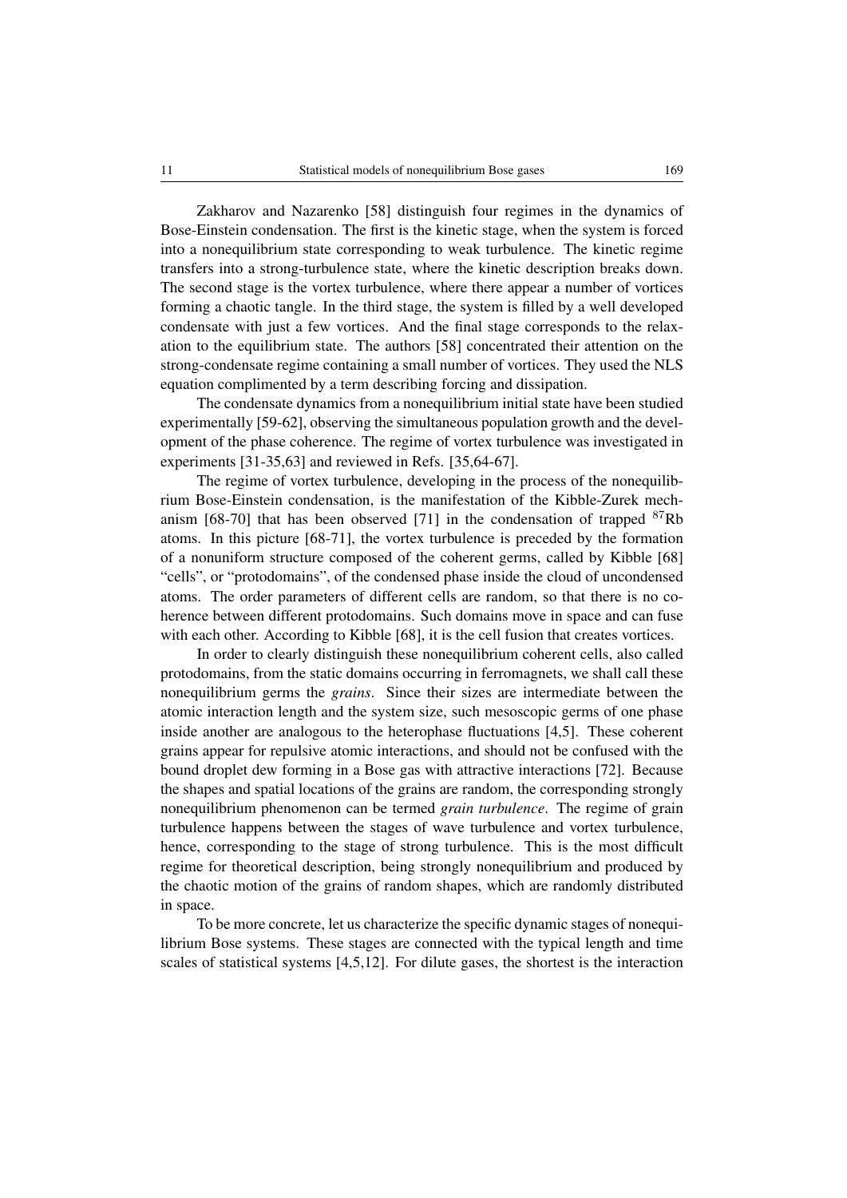Zakharov and Nazarenko [58] distinguish four regimes in the dynamics of Bose-Einstein condensation. The first is the kinetic stage, when the system is forced into a nonequilibrium state corresponding to weak turbulence. The kinetic regime transfers into a strong-turbulence state, where the kinetic description breaks down. The second stage is the vortex turbulence, where there appear a number of vortices forming a chaotic tangle. In the third stage, the system is filled by a well developed condensate with just a few vortices. And the final stage corresponds to the relaxation to the equilibrium state. The authors [58] concentrated their attention on the strong-condensate regime containing a small number of vortices. They used the NLS equation complimented by a term describing forcing and dissipation.

The condensate dynamics from a nonequilibrium initial state have been studied experimentally [59-62], observing the simultaneous population growth and the development of the phase coherence. The regime of vortex turbulence was investigated in experiments [31-35,63] and reviewed in Refs. [35,64-67].

The regime of vortex turbulence, developing in the process of the nonequilibrium Bose-Einstein condensation, is the manifestation of the Kibble-Zurek mechanism [68-70] that has been observed [71] in the condensation of trapped $^{87}$Rb atoms. In this picture [68-71], the vortex turbulence is preceded by the formation of a nonuniform structure composed of the coherent germs, called by Kibble [68] "cells", or "protodomains", of the condensed phase inside the cloud of uncondensed atoms. The order parameters of different cells are random, so that there is no coherence between different protodomains. Such domains move in space and can fuse with each other. According to Kibble [68], it is the cell fusion that creates vortices.

In order to clearly distinguish these nonequilibrium coherent cells, also called protodomains, from the static domains occurring in ferromagnets, we shall call these nonequilibrium germs the *grains*. Since their sizes are intermediate between the atomic interaction length and the system size, such mesoscopic germs of one phase inside another are analogous to the heterophase fluctuations [4,5]. These coherent grains appear for repulsive atomic interactions, and should not be confused with the bound droplet dew forming in a Bose gas with attractive interactions [72]. Because the shapes and spatial locations of the grains are random, the corresponding strongly nonequilibrium phenomenon can be termed *grain turbulence*. The regime of grain turbulence happens between the stages of wave turbulence and vortex turbulence, hence, corresponding to the stage of strong turbulence. This is the most difficult regime for theoretical description, being strongly nonequilibrium and produced by the chaotic motion of the grains of random shapes, which are randomly distributed in space.

To be more concrete, let us characterize the specific dynamic stages of nonequilibrium Bose systems. These stages are connected with the typical length and time scales of statistical systems [4,5,12]. For dilute gases, the shortest is the interaction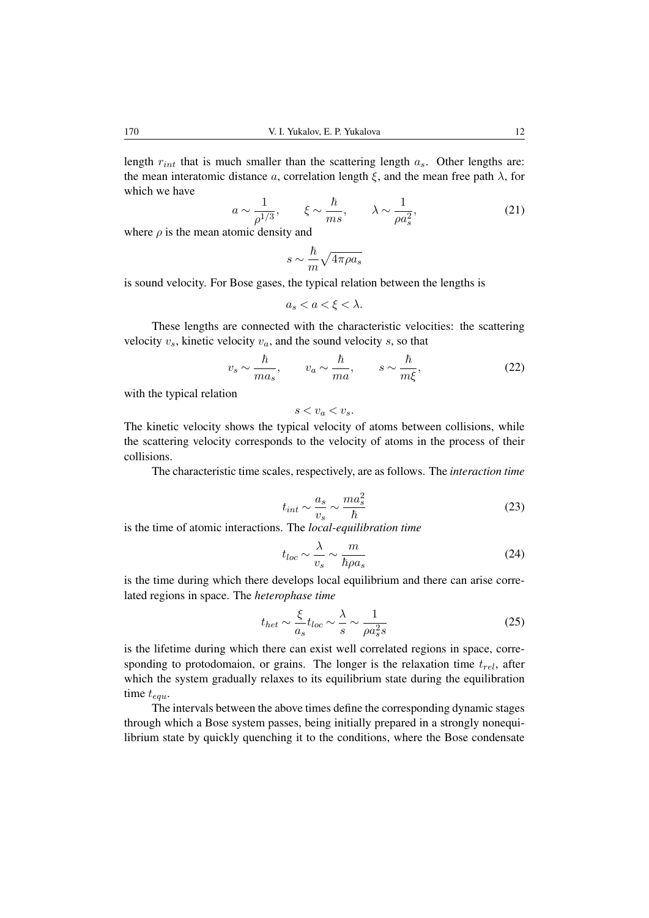length $r_{int}$ that is much smaller than the scattering length $a_s$. Other lengths are: the mean interatomic distance $a$, correlation length $\xi$, and the mean free path $\lambda$, for which we have

$$
a \sim \frac{1}{\rho^{1/3}} , \qquad \xi \sim \frac{\hbar}{ms} , \qquad \lambda \sim \frac{1}{\rho a_s^2} , \tag{21}
$$

where $\rho$ is the mean atomic density and

$$
s \sim \frac{\hbar}{m} \sqrt{4\pi\rho a_s}
$$

is sound velocity. For Bose gases, the typical relation between the lengths is

$$
a_s < a < \xi < \lambda .
$$

These lengths are connected with the characteristic velocities: the scattering velocity $v_s$, kinetic velocity $v_a$, and the sound velocity $s$, so that

$$
v_s \sim \frac{\hbar}{m a_s} , \qquad v_a \sim \frac{\hbar}{ma} , \qquad s \sim \frac{\hbar}{m\xi} , \tag{22}
$$

with the typical relation

$$
s < v_a < v_s .
$$

The kinetic velocity shows the typical velocity of atoms between collisions, while the scattering velocity corresponds to the velocity of atoms in the process of their collisions.

The characteristic time scales, respectively, are as follows. The *interaction time*

$$
t_{int} \sim \frac{a_s}{v_s} \sim \frac{m a_s^2}{\hbar} \tag{23}
$$

is the time of atomic interactions. The *local-equilibration time*

$$
t_{loc} \sim \frac{\lambda}{v_s} \sim \frac{m}{\hbar \rho a_s} \tag{24}
$$

is the time during which there develops local equilibrium and there can arise correlated regions in space. The *heterophase time*

$$
t_{het} \sim \frac{\xi}{a_s} t_{loc} \sim \frac{\lambda}{s} \sim \frac{1}{\rho a_s^2 s} \tag{25}
$$

is the lifetime during which there can exist well correlated regions in space, corresponding to protodomaion, or grains. The longer is the relaxation time $t_{rel}$, after which the system gradually relaxes to its equilibrium state during the equilibration time $t_{equ}$.

The intervals between the above times define the corresponding dynamic stages through which a Bose system passes, being initially prepared in a strongly nonequilibrium state by quickly quenching it to the conditions, where the Bose condensate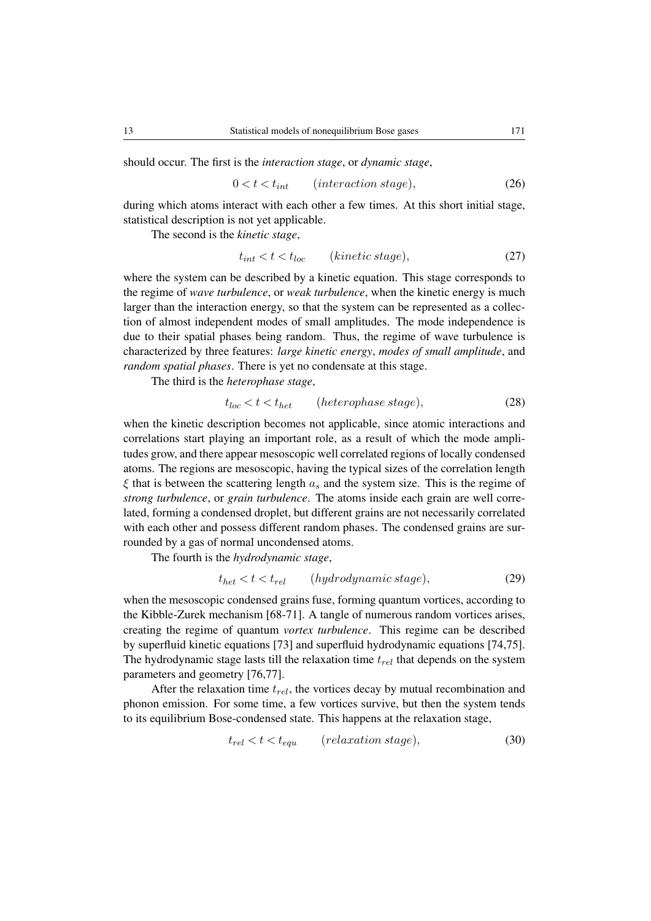should occur. The first is the *interaction stage*, or *dynamic stage*,

$$0 < t < t_{int} \qquad (interaction\ stage), \tag{26}$$

during which atoms interact with each other a few times. At this short initial stage, statistical description is not yet applicable.

The second is the *kinetic stage*,

$$t_{int} < t < t_{loc} \qquad (kinetic\ stage), \tag{27}$$

where the system can be described by a kinetic equation. This stage corresponds to the regime of *wave turbulence*, or *weak turbulence*, when the kinetic energy is much larger than the interaction energy, so that the system can be represented as a collection of almost independent modes of small amplitudes. The mode independence is due to their spatial phases being random. Thus, the regime of wave turbulence is characterized by three features: *large kinetic energy*, *modes of small amplitude*, and *random spatial phases*. There is yet no condensate at this stage.

The third is the *heterophase stage*,

$$t_{loc} < t < t_{het} \qquad (heterophase\ stage), \tag{28}$$

when the kinetic description becomes not applicable, since atomic interactions and correlations start playing an important role, as a result of which the mode amplitudes grow, and there appear mesoscopic well correlated regions of locally condensed atoms. The regions are mesoscopic, having the typical sizes of the correlation length $\xi$ that is between the scattering length $a_s$ and the system size. This is the regime of *strong turbulence*, or *grain turbulence*. The atoms inside each grain are well correlated, forming a condensed droplet, but different grains are not necessarily correlated with each other and possess different random phases. The condensed grains are surrounded by a gas of normal uncondensed atoms.

The fourth is the *hydrodynamic stage*,

$$t_{het} < t < t_{rel} \qquad (hydrodynamic\ stage), \tag{29}$$

when the mesoscopic condensed grains fuse, forming quantum vortices, according to the Kibble-Zurek mechanism [68-71]. A tangle of numerous random vortices arises, creating the regime of quantum *vortex turbulence*. This regime can be described by superfluid kinetic equations [73] and superfluid hydrodynamic equations [74,75]. The hydrodynamic stage lasts till the relaxation time $t_{rel}$ that depends on the system parameters and geometry [76,77].

After the relaxation time $t_{rel}$, the vortices decay by mutual recombination and phonon emission. For some time, a few vortices survive, but then the system tends to its equilibrium Bose-condensed state. This happens at the relaxation stage,

$$t_{rel} < t < t_{equ} \qquad (relaxation\ stage), \tag{30}$$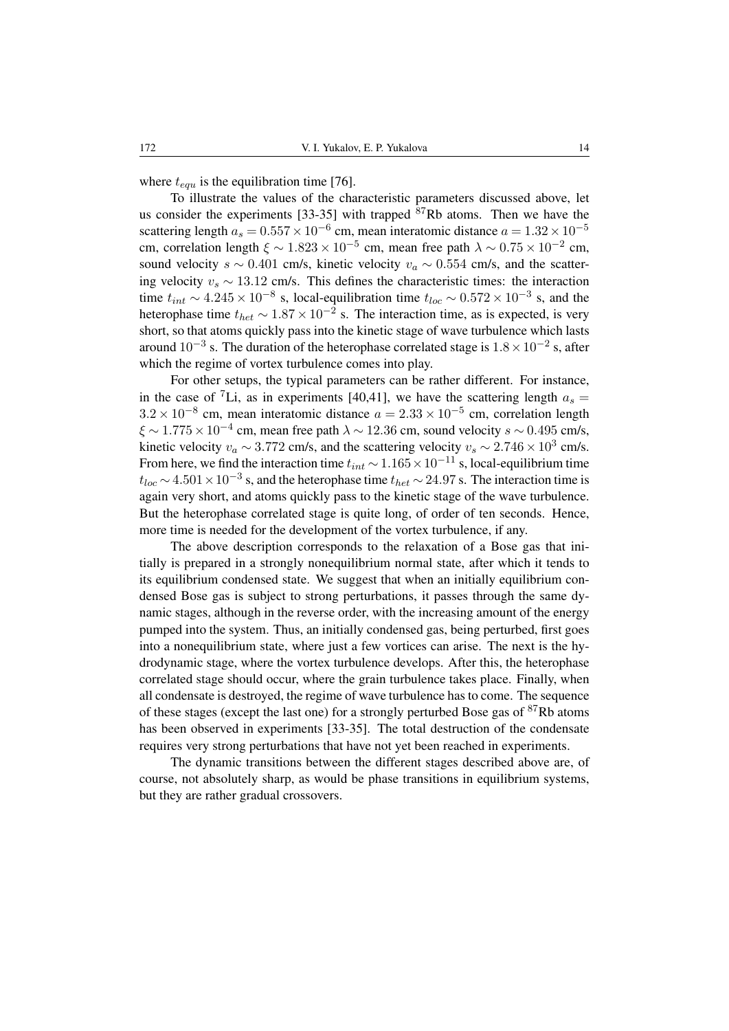where $t_{equ}$ is the equilibration time [76].

To illustrate the values of the characteristic parameters discussed above, let us consider the experiments [33-35] with trapped $^{87}$Rb atoms. Then we have the scattering length $a_s = 0.557 \times 10^{-6}$ cm, mean interatomic distance $a = 1.32 \times 10^{-5}$ cm, correlation length $\xi \sim 1.823 \times 10^{-5}$ cm, mean free path $\lambda \sim 0.75 \times 10^{-2}$ cm, sound velocity $s \sim 0.401$ cm/s, kinetic velocity $v_a \sim 0.554$ cm/s, and the scattering velocity $v_s \sim 13.12$ cm/s. This defines the characteristic times: the interaction time $t_{int} \sim 4.245 \times 10^{-8}$ s, local-equilibration time $t_{loc} \sim 0.572 \times 10^{-3}$ s, and the heterophase time $t_{het} \sim 1.87 \times 10^{-2}$ s. The interaction time, as is expected, is very short, so that atoms quickly pass into the kinetic stage of wave turbulence which lasts around $10^{-3}$ s. The duration of the heterophase correlated stage is $1.8 \times 10^{-2}$ s, after which the regime of vortex turbulence comes into play.

For other setups, the typical parameters can be rather different. For instance, in the case of $^{7}$Li, as in experiments [40,41], we have the scattering length $a_s = 3.2 \times 10^{-8}$ cm, mean interatomic distance $a = 2.33 \times 10^{-5}$ cm, correlation length $\xi \sim 1.775 \times 10^{-4}$ cm, mean free path $\lambda \sim 12.36$ cm, sound velocity $s \sim 0.495$ cm/s, kinetic velocity $v_a \sim 3.772$ cm/s, and the scattering velocity $v_s \sim 2.746 \times 10^{3}$ cm/s. From here, we find the interaction time $t_{int} \sim 1.165 \times 10^{-11}$ s, local-equilibrium time $t_{loc} \sim 4.501 \times 10^{-3}$ s, and the heterophase time $t_{het} \sim 24.97$ s. The interaction time is again very short, and atoms quickly pass to the kinetic stage of the wave turbulence. But the heterophase correlated stage is quite long, of order of ten seconds. Hence, more time is needed for the development of the vortex turbulence, if any.

The above description corresponds to the relaxation of a Bose gas that initially is prepared in a strongly nonequilibrium normal state, after which it tends to its equilibrium condensed state. We suggest that when an initially equilibrium condensed Bose gas is subject to strong perturbations, it passes through the same dynamic stages, although in the reverse order, with the increasing amount of the energy pumped into the system. Thus, an initially condensed gas, being perturbed, first goes into a nonequilibrium state, where just a few vortices can arise. The next is the hydrodynamic stage, where the vortex turbulence develops. After this, the heterophase correlated stage should occur, where the grain turbulence takes place. Finally, when all condensate is destroyed, the regime of wave turbulence has to come. The sequence of these stages (except the last one) for a strongly perturbed Bose gas of $^{87}$Rb atoms has been observed in experiments [33-35]. The total destruction of the condensate requires very strong perturbations that have not yet been reached in experiments.

The dynamic transitions between the different stages described above are, of course, not absolutely sharp, as would be phase transitions in equilibrium systems, but they are rather gradual crossovers.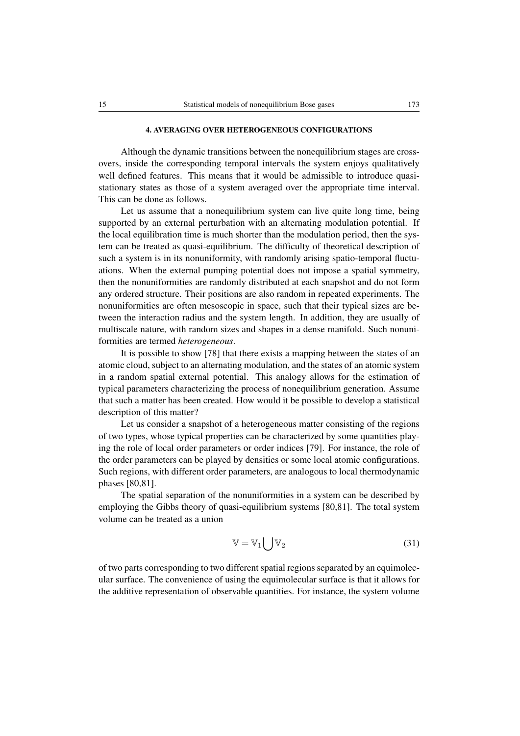## 4. AVERAGING OVER HETEROGENEOUS CONFIGURATIONS

Although the dynamic transitions between the nonequilibrium stages are crossovers, inside the corresponding temporal intervals the system enjoys qualitatively well defined features. This means that it would be admissible to introduce quasi-stationary states as those of a system averaged over the appropriate time interval. This can be done as follows.

Let us assume that a nonequilibrium system can live quite long time, being supported by an external perturbation with an alternating modulation potential. If the local equilibration time is much shorter than the modulation period, then the system can be treated as quasi-equilibrium. The difficulty of theoretical description of such a system is in its nonuniformity, with randomly arising spatio-temporal fluctuations. When the external pumping potential does not impose a spatial symmetry, then the nonuniformities are randomly distributed at each snapshot and do not form any ordered structure. Their positions are also random in repeated experiments. The nonuniformities are often mesoscopic in space, such that their typical sizes are between the interaction radius and the system length. In addition, they are usually of multiscale nature, with random sizes and shapes in a dense manifold. Such nonuniformities are termed *heterogeneous*.

It is possible to show [78] that there exists a mapping between the states of an atomic cloud, subject to an alternating modulation, and the states of an atomic system in a random spatial external potential. This analogy allows for the estimation of typical parameters characterizing the process of nonequilibrium generation. Assume that such a matter has been created. How would it be possible to develop a statistical description of this matter?

Let us consider a snapshot of a heterogeneous matter consisting of the regions of two types, whose typical properties can be characterized by some quantities playing the role of local order parameters or order indices [79]. For instance, the role of the order parameters can be played by densities or some local atomic configurations. Such regions, with different order parameters, are analogous to local thermodynamic phases [80,81].

The spatial separation of the nonuniformities in a system can be described by employing the Gibbs theory of quasi-equilibrium systems [80,81]. The total system volume can be treated as a union

$$\mathbb{V} = \mathbb{V}_1 \bigcup \mathbb{V}_2 \tag{31}$$

of two parts corresponding to two different spatial regions separated by an equimolecular surface. The convenience of using the equimolecular surface is that it allows for the additive representation of observable quantities. For instance, the system volume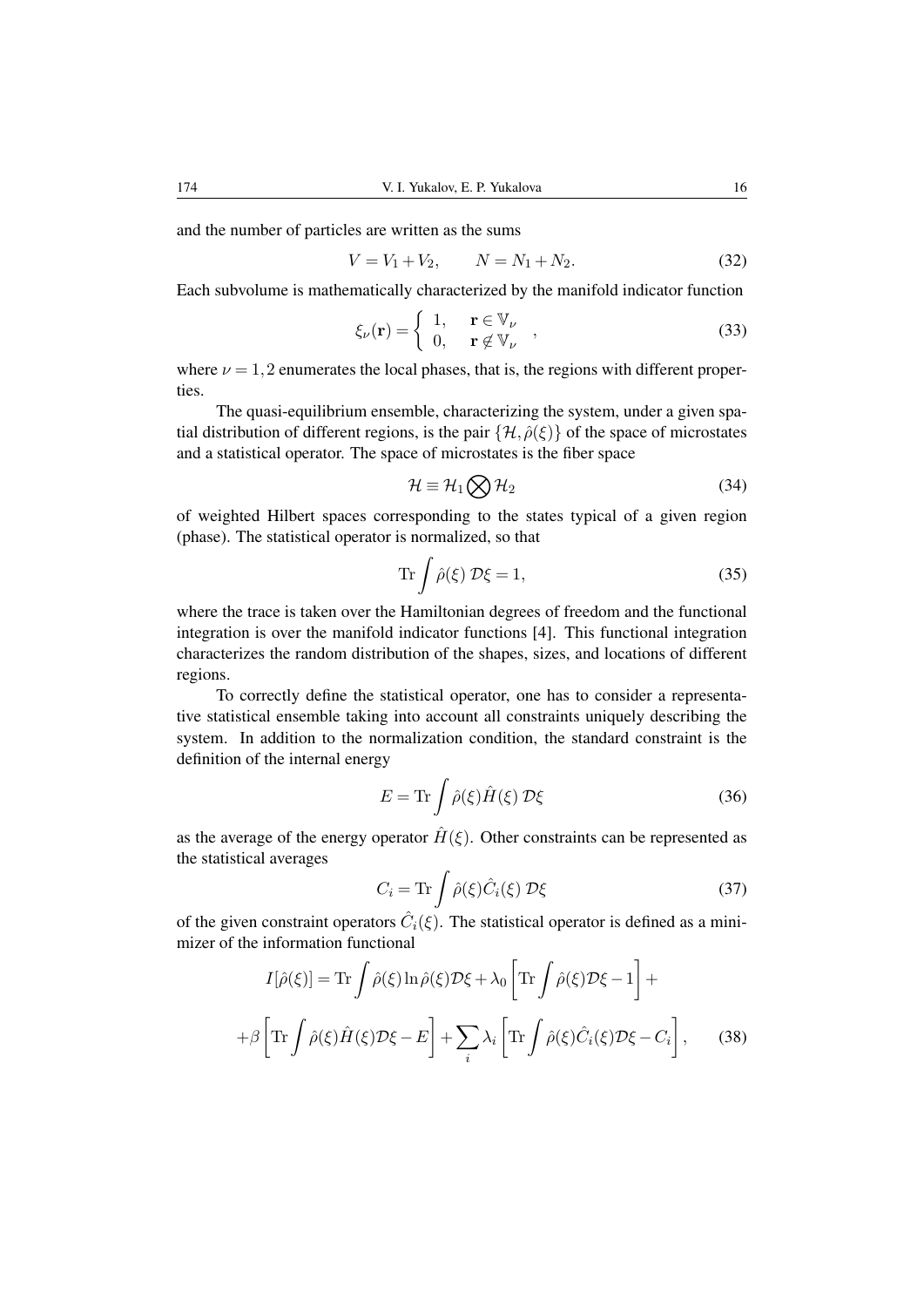and the number of particles are written as the sums

$$
V = V_1 + V_2 , \qquad N = N_1 + N_2 . \tag{32}
$$

Each subvolume is mathematically characterized by the manifold indicator function

$$
\xi_\nu(\mathbf{r}) = \left\{ \begin{array}{ll} 1, & \mathbf{r} \in \mathbb{V}_\nu \\ 0, & \mathbf{r} \not\in \mathbb{V}_\nu \end{array} \right. , \tag{33}
$$

where $\nu = 1, 2$ enumerates the local phases, that is, the regions with different properties.

The quasi-equilibrium ensemble, characterizing the system, under a given spatial distribution of different regions, is the pair $\{\mathcal{H}, \hat{\rho}(\xi)\}$ of the space of microstates and a statistical operator. The space of microstates is the fiber space

$$
\mathcal{H} \equiv \mathcal{H}_1 \bigotimes \mathcal{H}_2 \tag{34}
$$

of weighted Hilbert spaces corresponding to the states typical of a given region (phase). The statistical operator is normalized, so that

$$
\mathrm{Tr} \int \hat{\rho}(\xi) \; \mathcal{D}\xi = 1 , \tag{35}
$$

where the trace is taken over the Hamiltonian degrees of freedom and the functional integration is over the manifold indicator functions [4]. This functional integration characterizes the random distribution of the shapes, sizes, and locations of different regions.

To correctly define the statistical operator, one has to consider a representative statistical ensemble taking into account all constraints uniquely describing the system. In addition to the normalization condition, the standard constraint is the definition of the internal energy

$$
E = \mathrm{Tr} \int \hat{\rho}(\xi) \hat{H}(\xi) \; \mathcal{D}\xi \tag{36}
$$

as the average of the energy operator $\hat{H}(\xi)$. Other constraints can be represented as the statistical averages

$$
C_i = \mathrm{Tr} \int \hat{\rho}(\xi) \hat{C}_i(\xi) \; \mathcal{D}\xi \tag{37}
$$

of the given constraint operators $\hat{C}_i(\xi)$. The statistical operator is defined as a minimizer of the information functional

$$
I[\hat{\rho}(\xi)] = \mathrm{Tr} \int \hat{\rho}(\xi) \ln \hat{\rho}(\xi) \mathcal{D}\xi + \lambda_0 \left[ \mathrm{Tr} \int \hat{\rho}(\xi) \mathcal{D}\xi - 1 \right] +
$$

$$
+ \beta \left[ \mathrm{Tr} \int \hat{\rho}(\xi) \hat{H}(\xi) \mathcal{D}\xi - E \right] + \sum_i \lambda_i \left[ \mathrm{Tr} \int \hat{\rho}(\xi) \hat{C}_i(\xi) \mathcal{D}\xi - C_i \right] , \tag{38}
$$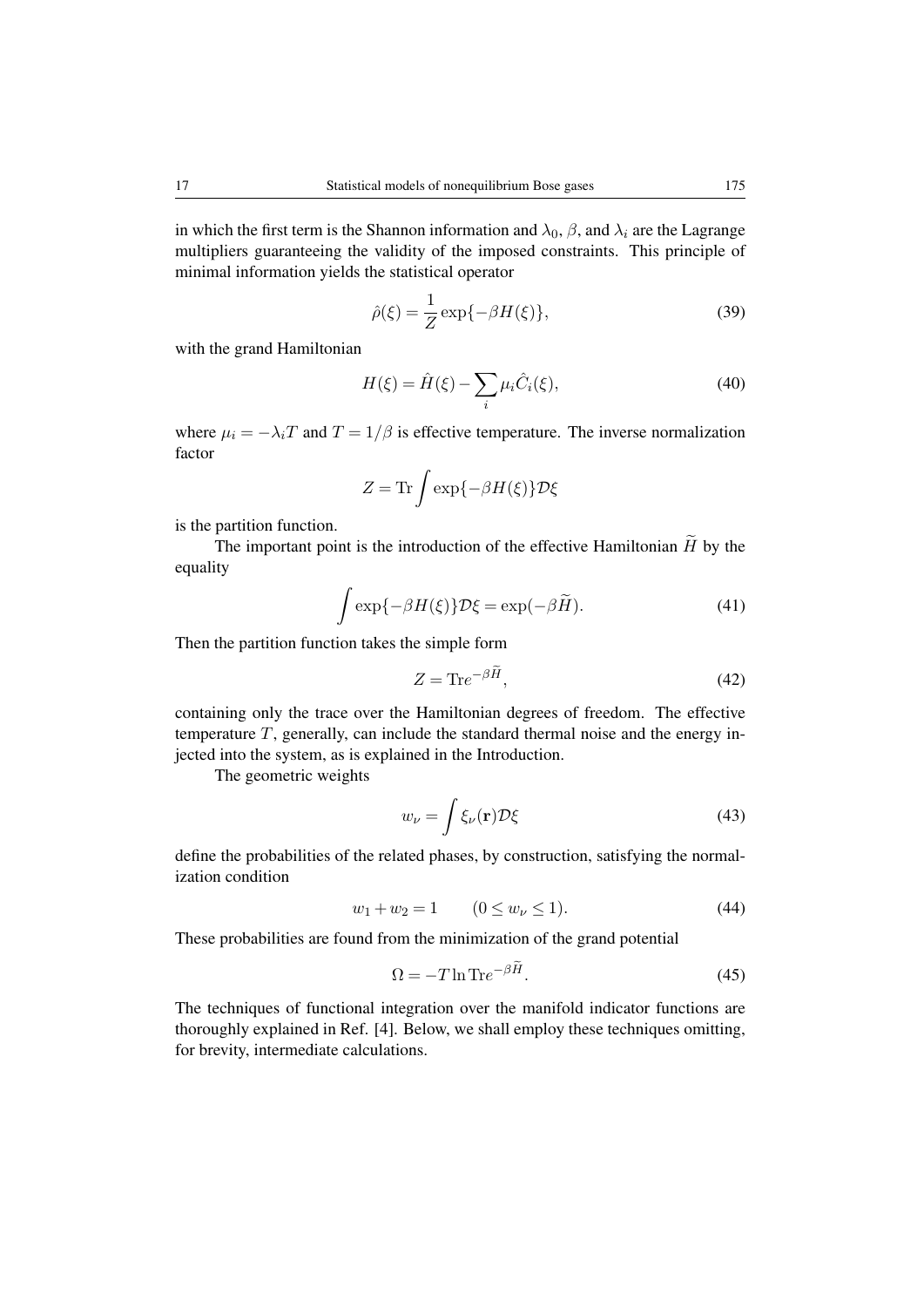in which the first term is the Shannon information and $\lambda_0$, $\beta$, and $\lambda_i$ are the Lagrange multipliers guaranteeing the validity of the imposed constraints. This principle of minimal information yields the statistical operator

$$
\hat{\rho}(\xi) = \frac{1}{Z}\exp\{-\beta H(\xi)\}, \tag{39}
$$

with the grand Hamiltonian

$$
H(\xi) = \hat{H}(\xi) - \sum_i \mu_i \hat{C}_i(\xi), \tag{40}
$$

where $\mu_i = -\lambda_i T$ and $T = 1/\beta$ is effective temperature. The inverse normalization factor

$$
Z = \mathrm{Tr}\int \exp\{-\beta H(\xi)\}\mathcal{D}\xi
$$

is the partition function.

The important point is the introduction of the effective Hamiltonian $\widetilde{H}$ by the equality

$$
\int \exp\{-\beta H(\xi)\}\mathcal{D}\xi = \exp(-\beta\widetilde{H}). \tag{41}
$$

Then the partition function takes the simple form

$$
Z = \mathrm{Tr}e^{-\beta\widetilde{H}}, \tag{42}
$$

containing only the trace over the Hamiltonian degrees of freedom. The effective temperature $T$, generally, can include the standard thermal noise and the energy injected into the system, as is explained in the Introduction.

The geometric weights

$$
w_\nu = \int \xi_\nu(\mathbf{r})\mathcal{D}\xi \tag{43}
$$

define the probabilities of the related phases, by construction, satisfying the normalization condition

$$
w_1 + w_2 = 1 \qquad (0 \leq w_\nu \leq 1). \tag{44}
$$

These probabilities are found from the minimization of the grand potential

$$
\Omega = -T\ln \mathrm{Tr}e^{-\beta\widetilde{H}}. \tag{45}
$$

The techniques of functional integration over the manifold indicator functions are thoroughly explained in Ref. [4]. Below, we shall employ these techniques omitting, for brevity, intermediate calculations.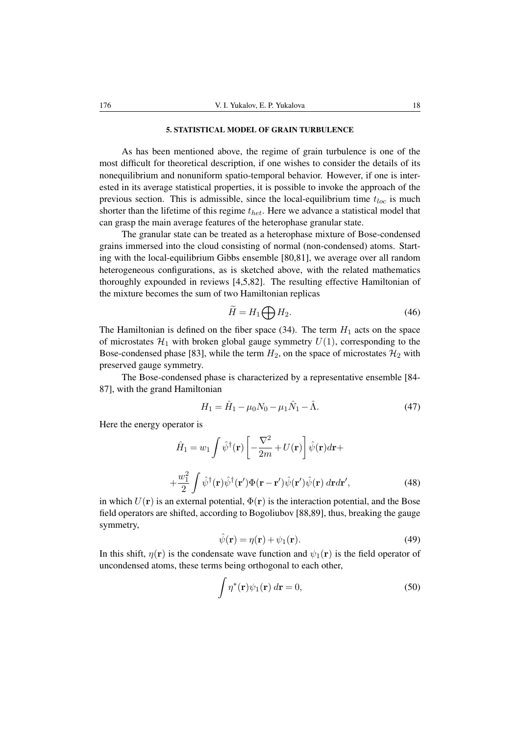## 5. STATISTICAL MODEL OF GRAIN TURBULENCE

As has been mentioned above, the regime of grain turbulence is one of the most difficult for theoretical description, if one wishes to consider the details of its nonequilibrium and nonuniform spatio-temporal behavior. However, if one is interested in its average statistical properties, it is possible to invoke the approach of the previous section. This is admissible, since the local-equilibrium time $t_{loc}$ is much shorter than the lifetime of this regime $t_{het}$. Here we advance a statistical model that can grasp the main average features of the heterophase granular state.

The granular state can be treated as a heterophase mixture of Bose-condensed grains immersed into the cloud consisting of normal (non-condensed) atoms. Starting with the local-equilibrium Gibbs ensemble [80,81], we average over all random heterogeneous configurations, as is sketched above, with the related mathematics thoroughly expounded in reviews [4,5,82]. The resulting effective Hamiltonian of the mixture becomes the sum of two Hamiltonian replicas

$$\widetilde{H} = H_1 \bigoplus H_2. \tag{46}$$

The Hamiltonian is defined on the fiber space (34). The term $H_1$ acts on the space of microstates $\mathcal{H}_1$ with broken global gauge symmetry $U(1)$, corresponding to the Bose-condensed phase [83], while the term $H_2$, on the space of microstates $\mathcal{H}_2$ with preserved gauge symmetry.

The Bose-condensed phase is characterized by a representative ensemble [84-87], with the grand Hamiltonian

$$H_1 = \hat{H}_1 - \mu_0 N_0 - \mu_1 \hat{N}_1 - \hat{\Lambda}. \tag{47}$$

Here the energy operator is

$$\hat{H}_1 = w_1 \int \hat{\psi}^\dagger(\mathbf{r}) \left[ -\frac{\nabla^2}{2m} + U(\mathbf{r}) \right] \hat{\psi}(\mathbf{r}) d\mathbf{r} +$$

$$+ \frac{w_1^2}{2} \int \hat{\psi}^\dagger(\mathbf{r}) \hat{\psi}^\dagger(\mathbf{r}') \Phi(\mathbf{r} - \mathbf{r}') \hat{\psi}(\mathbf{r}') \hat{\psi}(\mathbf{r}) \, d\mathbf{r} d\mathbf{r}', \tag{48}$$

in which $U(\mathbf{r})$ is an external potential, $\Phi(\mathbf{r})$ is the interaction potential, and the Bose field operators are shifted, according to Bogoliubov [88,89], thus, breaking the gauge symmetry,

$$\hat{\psi}(\mathbf{r}) = \eta(\mathbf{r}) + \psi_1(\mathbf{r}). \tag{49}$$

In this shift, $\eta(\mathbf{r})$ is the condensate wave function and $\psi_1(\mathbf{r})$ is the field operator of uncondensed atoms, these terms being orthogonal to each other,

$$\int \eta^*(\mathbf{r}) \psi_1(\mathbf{r}) \, d\mathbf{r} = 0, \tag{50}$$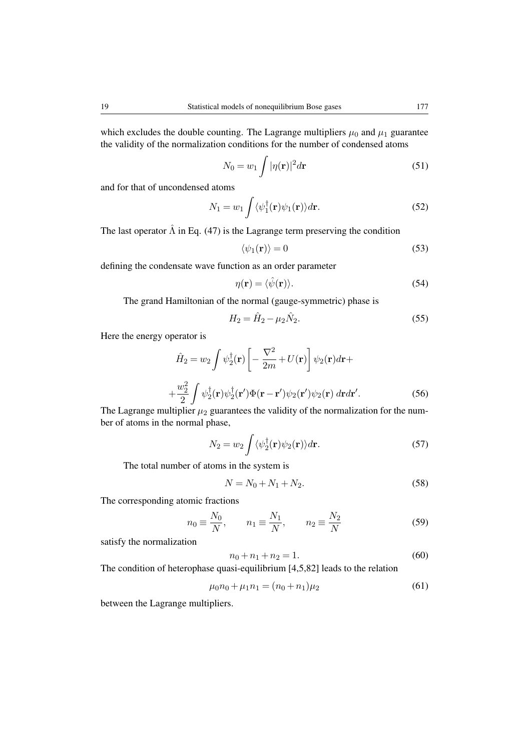which excludes the double counting. The Lagrange multipliers $\mu_0$ and $\mu_1$ guarantee the validity of the normalization conditions for the number of condensed atoms

$$N_0 = w_1 \int |\eta(\mathbf{r})|^2 d\mathbf{r} \tag{51}$$

and for that of uncondensed atoms

$$N_1 = w_1 \int \langle \psi_1^\dagger(\mathbf{r}) \psi_1(\mathbf{r}) \rangle d\mathbf{r}. \tag{52}$$

The last operator $\hat{\Lambda}$ in Eq. (47) is the Lagrange term preserving the condition

$$\langle \psi_1(\mathbf{r}) \rangle = 0 \tag{53}$$

defining the condensate wave function as an order parameter

$$\eta(\mathbf{r}) = \langle \hat{\psi}(\mathbf{r}) \rangle. \tag{54}$$

The grand Hamiltonian of the normal (gauge-symmetric) phase is

$$H_2 = \hat{H}_2 - \mu_2 \hat{N}_2. \tag{55}$$

Here the energy operator is

$$\hat{H}_2 = w_2 \int \psi_2^\dagger(\mathbf{r}) \left[ -\frac{\nabla^2}{2m} + U(\mathbf{r}) \right] \psi_2(\mathbf{r}) d\mathbf{r} +$$

$$+ \frac{w_2^2}{2} \int \psi_2^\dagger(\mathbf{r}) \psi_2^\dagger(\mathbf{r}') \Phi(\mathbf{r} - \mathbf{r}') \psi_2(\mathbf{r}') \psi_2(\mathbf{r}) \, d\mathbf{r} d\mathbf{r}'. \tag{56}$$

The Lagrange multiplier $\mu_2$ guarantees the validity of the normalization for the number of atoms in the normal phase,

$$N_2 = w_2 \int \langle \psi_2^\dagger(\mathbf{r}) \psi_2(\mathbf{r}) \rangle d\mathbf{r}. \tag{57}$$

The total number of atoms in the system is

$$N = N_0 + N_1 + N_2. \tag{58}$$

The corresponding atomic fractions

$$n_0 \equiv \frac{N_0}{N}, \qquad n_1 \equiv \frac{N_1}{N}, \qquad n_2 \equiv \frac{N_2}{N} \tag{59}$$

satisfy the normalization

$$n_0 + n_1 + n_2 = 1. \tag{60}$$

The condition of heterophase quasi-equilibrium [4,5,82] leads to the relation

$$\mu_0 n_0 + \mu_1 n_1 = (n_0 + n_1) \mu_2 \tag{61}$$

between the Lagrange multipliers.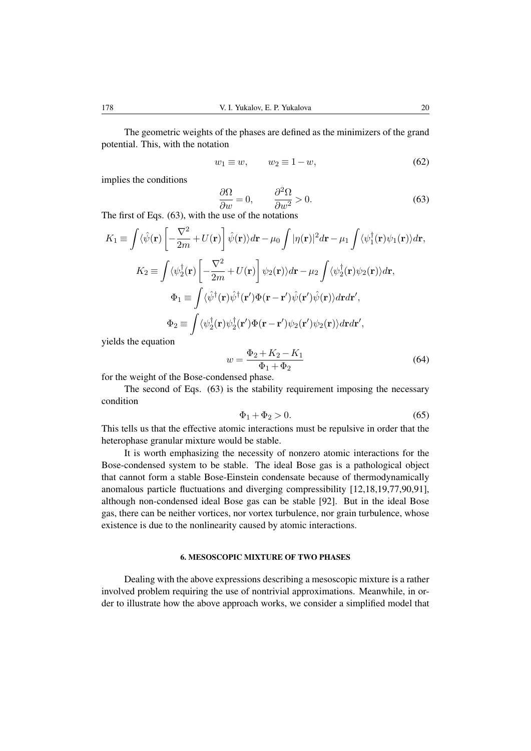The geometric weights of the phases are defined as the minimizers of the grand potential. This, with the notation

$$w_1 \equiv w , \qquad w_2 \equiv 1 - w , \tag{62}$$

implies the conditions

$$\frac{\partial \Omega}{\partial w} = 0 , \qquad \frac{\partial^2 \Omega}{\partial w^2} > 0 . \tag{63}$$

The first of Eqs. (63), with the use of the notations

$$K_1 \equiv \int \langle \hat{\psi}(\mathbf{r}) \left[ - \frac{\nabla^2}{2m} + U(\mathbf{r}) \right] \hat{\psi}(\mathbf{r}) \rangle d\mathbf{r} - \mu_0 \int |\eta(\mathbf{r})|^2 d\mathbf{r} - \mu_1 \int \langle \psi_1^\dagger(\mathbf{r}) \psi_1(\mathbf{r}) \rangle d\mathbf{r} ,$$

$$K_2 \equiv \int \langle \psi_2^\dagger(\mathbf{r}) \left[ - \frac{\nabla^2}{2m} + U(\mathbf{r}) \right] \psi_2(\mathbf{r}) \rangle d\mathbf{r} - \mu_2 \int \langle \psi_2^\dagger(\mathbf{r}) \psi_2(\mathbf{r}) \rangle d\mathbf{r} ,$$

$$\Phi_1 \equiv \int \langle \hat{\psi}^\dagger(\mathbf{r}) \hat{\psi}^\dagger(\mathbf{r}') \Phi(\mathbf{r} - \mathbf{r}') \hat{\psi}(\mathbf{r}') \hat{\psi}(\mathbf{r}) \rangle d\mathbf{r} d\mathbf{r}' ,$$

$$\Phi_2 \equiv \int \langle \psi_2^\dagger(\mathbf{r}) \psi_2^\dagger(\mathbf{r}') \Phi(\mathbf{r} - \mathbf{r}') \psi_2(\mathbf{r}') \psi_2(\mathbf{r}) \rangle d\mathbf{r} d\mathbf{r}' ,$$

yields the equation

$$w = \frac{\Phi_2 + K_2 - K_1}{\Phi_1 + \Phi_2} \tag{64}$$

for the weight of the Bose-condensed phase.

The second of Eqs. (63) is the stability requirement imposing the necessary condition

$$\Phi_1 + \Phi_2 > 0 . \tag{65}$$

This tells us that the effective atomic interactions must be repulsive in order that the heterophase granular mixture would be stable.

It is worth emphasizing the necessity of nonzero atomic interactions for the Bose-condensed system to be stable. The ideal Bose gas is a pathological object that cannot form a stable Bose-Einstein condensate because of thermodynamically anomalous particle fluctuations and diverging compressibility [12,18,19,77,90,91], although non-condensed ideal Bose gas can be stable [92]. But in the ideal Bose gas, there can be neither vortices, nor vortex turbulence, nor grain turbulence, whose existence is due to the nonlinearity caused by atomic interactions.

## 6. MESOSCOPIC MIXTURE OF TWO PHASES

Dealing with the above expressions describing a mesoscopic mixture is a rather involved problem requiring the use of nontrivial approximations. Meanwhile, in order to illustrate how the above approach works, we consider a simplified model that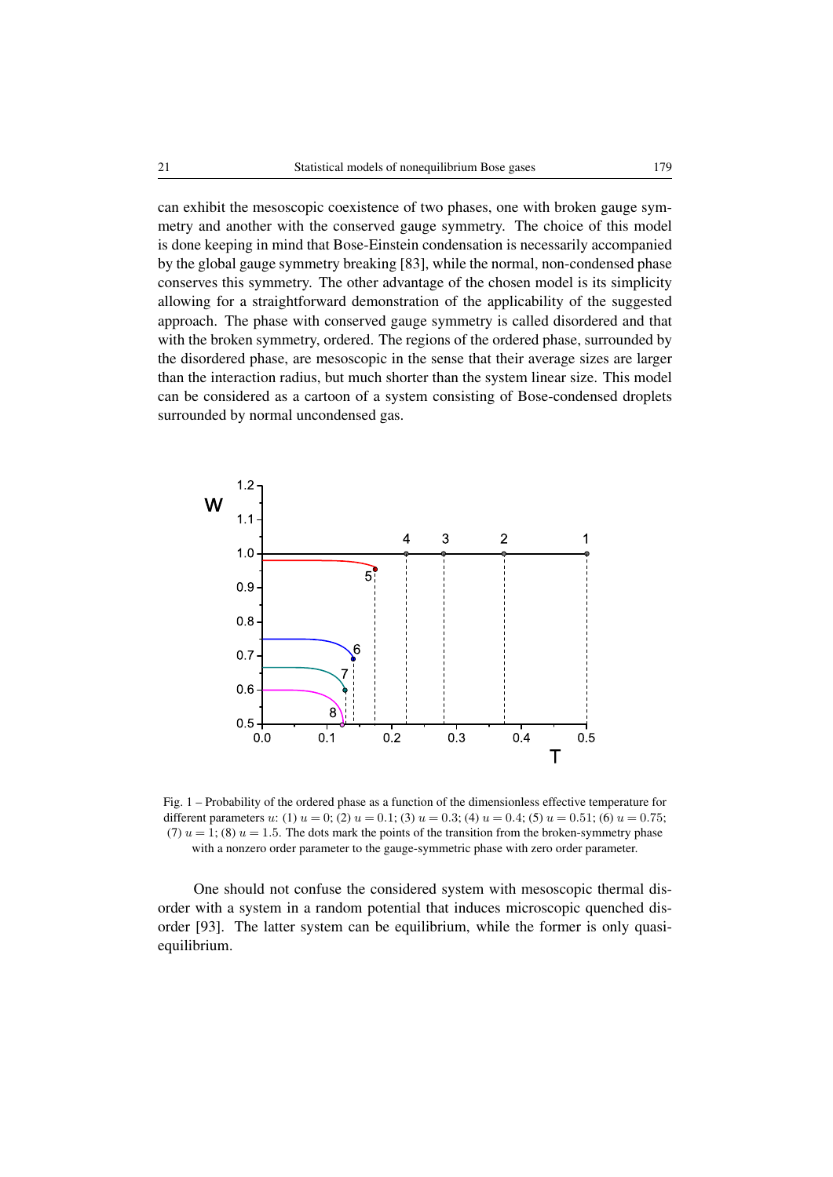can exhibit the mesoscopic coexistence of two phases, one with broken gauge symmetry and another with the conserved gauge symmetry. The choice of this model is done keeping in mind that Bose-Einstein condensation is necessarily accompanied by the global gauge symmetry breaking [83], while the normal, non-condensed phase conserves this symmetry. The other advantage of the chosen model is its simplicity allowing for a straightforward demonstration of the applicability of the suggested approach. The phase with conserved gauge symmetry is called disordered and that with the broken symmetry, ordered. The regions of the ordered phase, surrounded by the disordered phase, are mesoscopic in the sense that their average sizes are larger than the interaction radius, but much shorter than the system linear size. This model can be considered as a cartoon of a system consisting of Bose-condensed droplets surrounded by normal uncondensed gas.

Fig. 1 – Probability of the ordered phase as a function of the dimensionless effective temperature for different parameters $u$: (1) $u = 0$; (2) $u = 0.1$; (3) $u = 0.3$; (4) $u = 0.4$; (5) $u = 0.51$; (6) $u = 0.75$; (7) $u = 1$; (8) $u = 1.5$. The dots mark the points of the transition from the broken-symmetry phase with a nonzero order parameter to the gauge-symmetric phase with zero order parameter.

One should not confuse the considered system with mesoscopic thermal disorder with a system in a random potential that induces microscopic quenched disorder [93]. The latter system can be equilibrium, while the former is only quasi-equilibrium.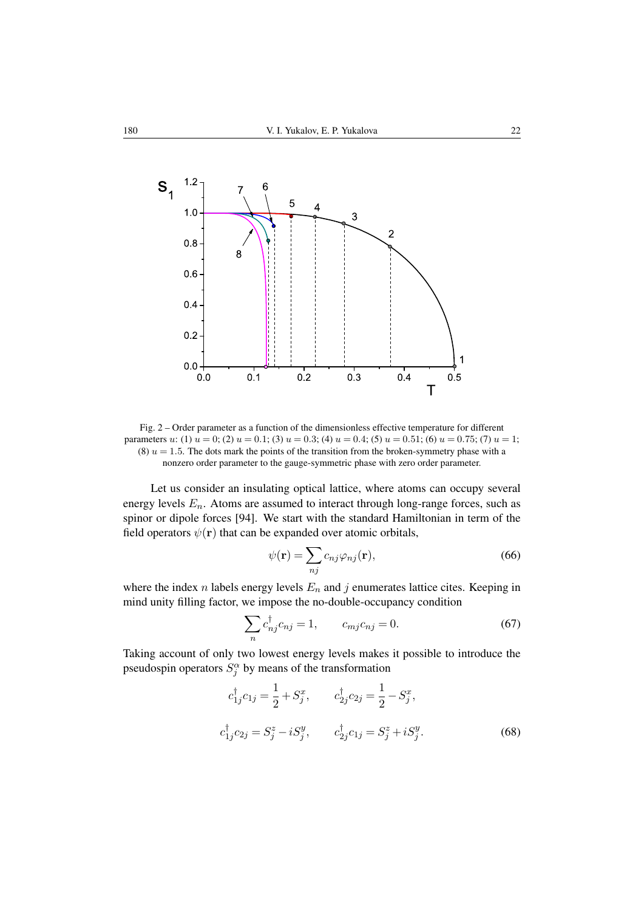Fig. 2 – Order parameter as a function of the dimensionless effective temperature for different parameters $u$: (1) $u = 0$; (2) $u = 0.1$; (3) $u = 0.3$; (4) $u = 0.4$; (5) $u = 0.51$; (6) $u = 0.75$; (7) $u = 1$; (8) $u = 1.5$. The dots mark the points of the transition from the broken-symmetry phase with a nonzero order parameter to the gauge-symmetric phase with zero order parameter.

Let us consider an insulating optical lattice, where atoms can occupy several energy levels $E_n$. Atoms are assumed to interact through long-range forces, such as spinor or dipole forces [94]. We start with the standard Hamiltonian in term of the field operators $\psi(\mathbf{r})$ that can be expanded over atomic orbitals,

$$\psi(\mathbf{r}) = \sum_{nj} c_{nj} \varphi_{nj}(\mathbf{r}), \tag{66}$$

where the index $n$ labels energy levels $E_n$ and $j$ enumerates lattice cites. Keeping in mind unity filling factor, we impose the no-double-occupancy condition

$$\sum_n c_{nj}^\dagger c_{nj} = 1, \qquad c_{mj} c_{nj} = 0. \tag{67}$$

Taking account of only two lowest energy levels makes it possible to introduce the pseudospin operators $S_j^\alpha$ by means of the transformation

$$c_{1j}^\dagger c_{1j} = \frac{1}{2} + S_j^x, \qquad c_{2j}^\dagger c_{2j} = \frac{1}{2} - S_j^x,$$

$$c_{1j}^\dagger c_{2j} = S_j^z - i S_j^y, \qquad c_{2j}^\dagger c_{1j} = S_j^z + i S_j^y. \tag{68}$$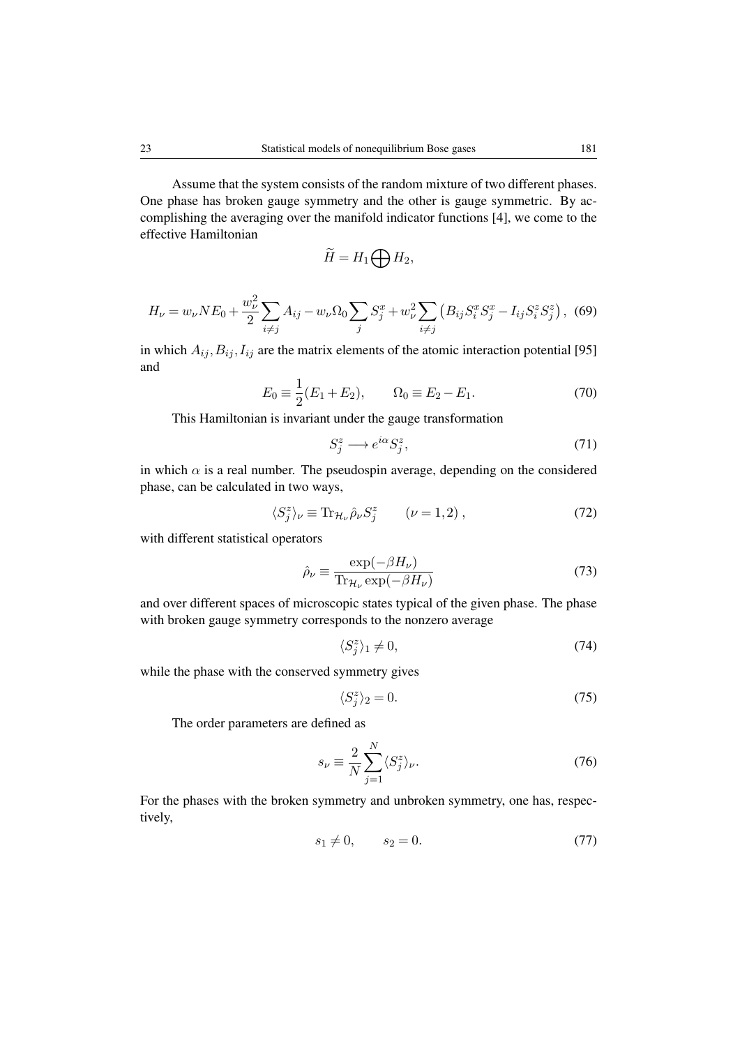Assume that the system consists of the random mixture of two different phases. One phase has broken gauge symmetry and the other is gauge symmetric. By accomplishing the averaging over the manifold indicator functions [4], we come to the effective Hamiltonian

$$
\widetilde{H} = H_1 \bigoplus H_2,
$$

$$
H_\nu = w_\nu N E_0 + \frac{w_\nu^2}{2} \sum_{i \neq j} A_{ij} - w_\nu \Omega_0 \sum_j S_j^x + w_\nu^2 \sum_{i \neq j} \left( B_{ij} S_i^x S_j^x - I_{ij} S_i^z S_j^z \right), \quad (69)
$$

in which $A_{ij}, B_{ij}, I_{ij}$ are the matrix elements of the atomic interaction potential [95] and

$$
E_0 \equiv \frac{1}{2}(E_1 + E_2), \qquad \Omega_0 \equiv E_2 - E_1. \quad (70)
$$

This Hamiltonian is invariant under the gauge transformation

$$
S_j^z \longrightarrow e^{i\alpha} S_j^z, \quad (71)
$$

in which $\alpha$ is a real number. The pseudospin average, depending on the considered phase, can be calculated in two ways,

$$
\langle S_j^z \rangle_\nu \equiv \mathrm{Tr}_{\mathcal{H}_\nu} \hat{\rho}_\nu S_j^z \qquad (\nu = 1, 2) \, , \quad (72)
$$

with different statistical operators

$$
\hat{\rho}_\nu \equiv \frac{\exp(-\beta H_\nu)}{\mathrm{Tr}_{\mathcal{H}_\nu} \exp(-\beta H_\nu)} \quad (73)
$$

and over different spaces of microscopic states typical of the given phase. The phase with broken gauge symmetry corresponds to the nonzero average

$$
\langle S_j^z \rangle_1 \neq 0, \quad (74)
$$

while the phase with the conserved symmetry gives

$$
\langle S_j^z \rangle_2 = 0. \quad (75)
$$

The order parameters are defined as

$$
s_\nu \equiv \frac{2}{N} \sum_{j=1}^{N} \langle S_j^z \rangle_\nu. \quad (76)
$$

For the phases with the broken symmetry and unbroken symmetry, one has, respectively,

$$
s_1 \neq 0, \qquad s_2 = 0. \quad (77)
$$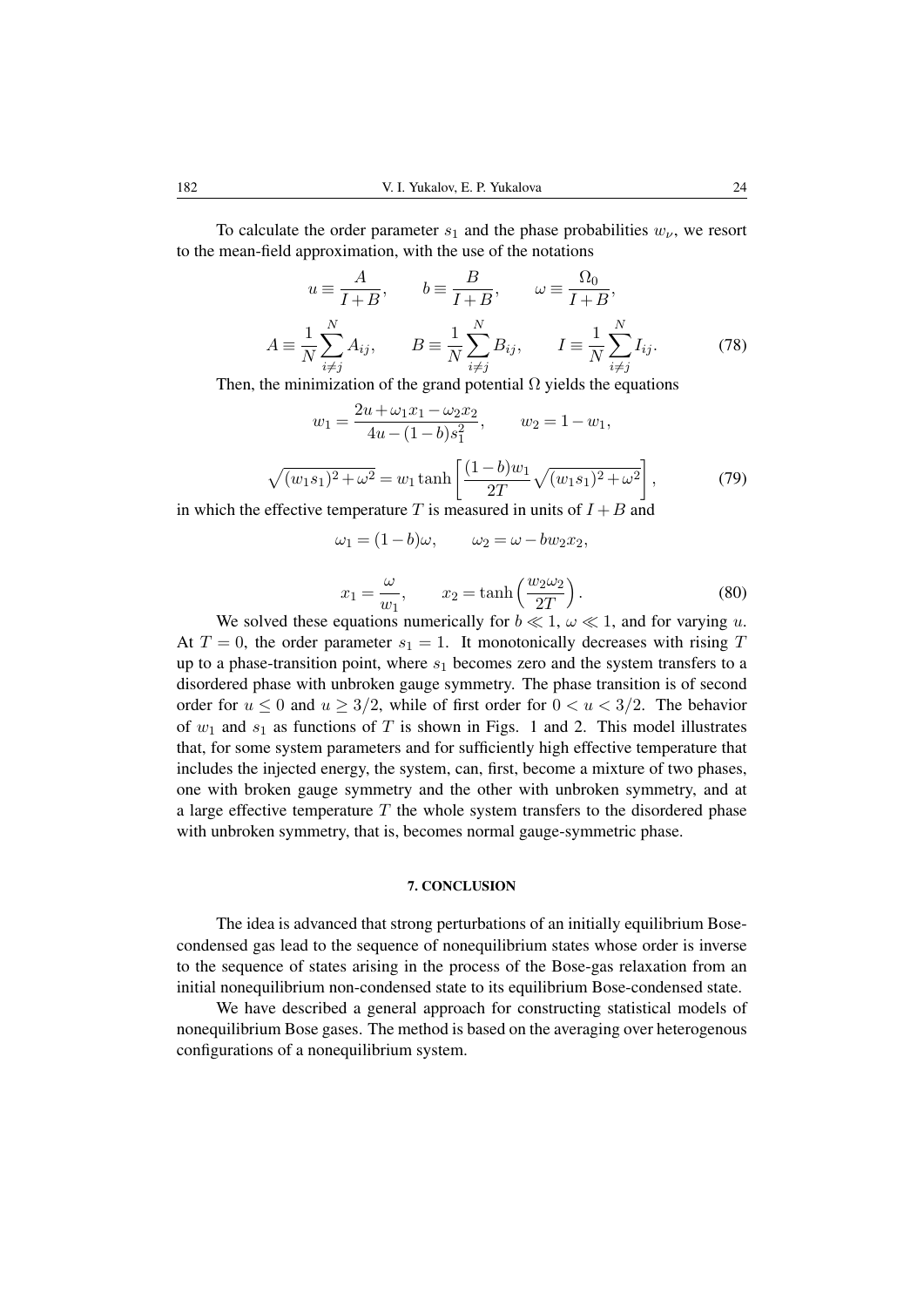To calculate the order parameter $s_1$ and the phase probabilities $w_\nu$, we resort to the mean-field approximation, with the use of the notations

$$u \equiv \frac{A}{I+B}, \qquad b \equiv \frac{B}{I+B}, \qquad \omega \equiv \frac{\Omega_0}{I+B},$$

$$A \equiv \frac{1}{N}\sum_{i \neq j}^{N} A_{ij}, \qquad B \equiv \frac{1}{N}\sum_{i \neq j}^{N} B_{ij}, \qquad I \equiv \frac{1}{N}\sum_{i \neq j}^{N} I_{ij}. \tag{78}$$

Then, the minimization of the grand potential $\Omega$ yields the equations

$$w_1 = \frac{2u + \omega_1 x_1 - \omega_2 x_2}{4u - (1-b)s_1^2}, \qquad w_2 = 1 - w_1,$$

$$\sqrt{(w_1 s_1)^2 + \omega^2} = w_1 \tanh\left[\frac{(1-b)w_1}{2T}\sqrt{(w_1 s_1)^2 + \omega^2}\right], \tag{79}$$

in which the effective temperature $T$ is measured in units of $I + B$ and

$$\omega_1 = (1-b)\omega, \qquad \omega_2 = \omega - b w_2 x_2,$$

$$x_1 = \frac{\omega}{w_1}, \qquad x_2 = \tanh\left(\frac{w_2 \omega_2}{2T}\right). \tag{80}$$

We solved these equations numerically for $b \ll 1$, $\omega \ll 1$, and for varying $u$. At $T = 0$, the order parameter $s_1 = 1$. It monotonically decreases with rising $T$ up to a phase-transition point, where $s_1$ becomes zero and the system transfers to a disordered phase with unbroken gauge symmetry. The phase transition is of second order for $u \leq 0$ and $u \geq 3/2$, while of first order for $0 < u < 3/2$. The behavior of $w_1$ and $s_1$ as functions of $T$ is shown in Figs. 1 and 2. This model illustrates that, for some system parameters and for sufficiently high effective temperature that includes the injected energy, the system, can, first, become a mixture of two phases, one with broken gauge symmetry and the other with unbroken symmetry, and at a large effective temperature $T$ the whole system transfers to the disordered phase with unbroken symmetry, that is, becomes normal gauge-symmetric phase.

## 7. CONCLUSION

The idea is advanced that strong perturbations of an initially equilibrium Bose-condensed gas lead to the sequence of nonequilibrium states whose order is inverse to the sequence of states arising in the process of the Bose-gas relaxation from an initial nonequilibrium non-condensed state to its equilibrium Bose-condensed state.

We have described a general approach for constructing statistical models of nonequilibrium Bose gases. The method is based on the averaging over heterogenous configurations of a nonequilibrium system.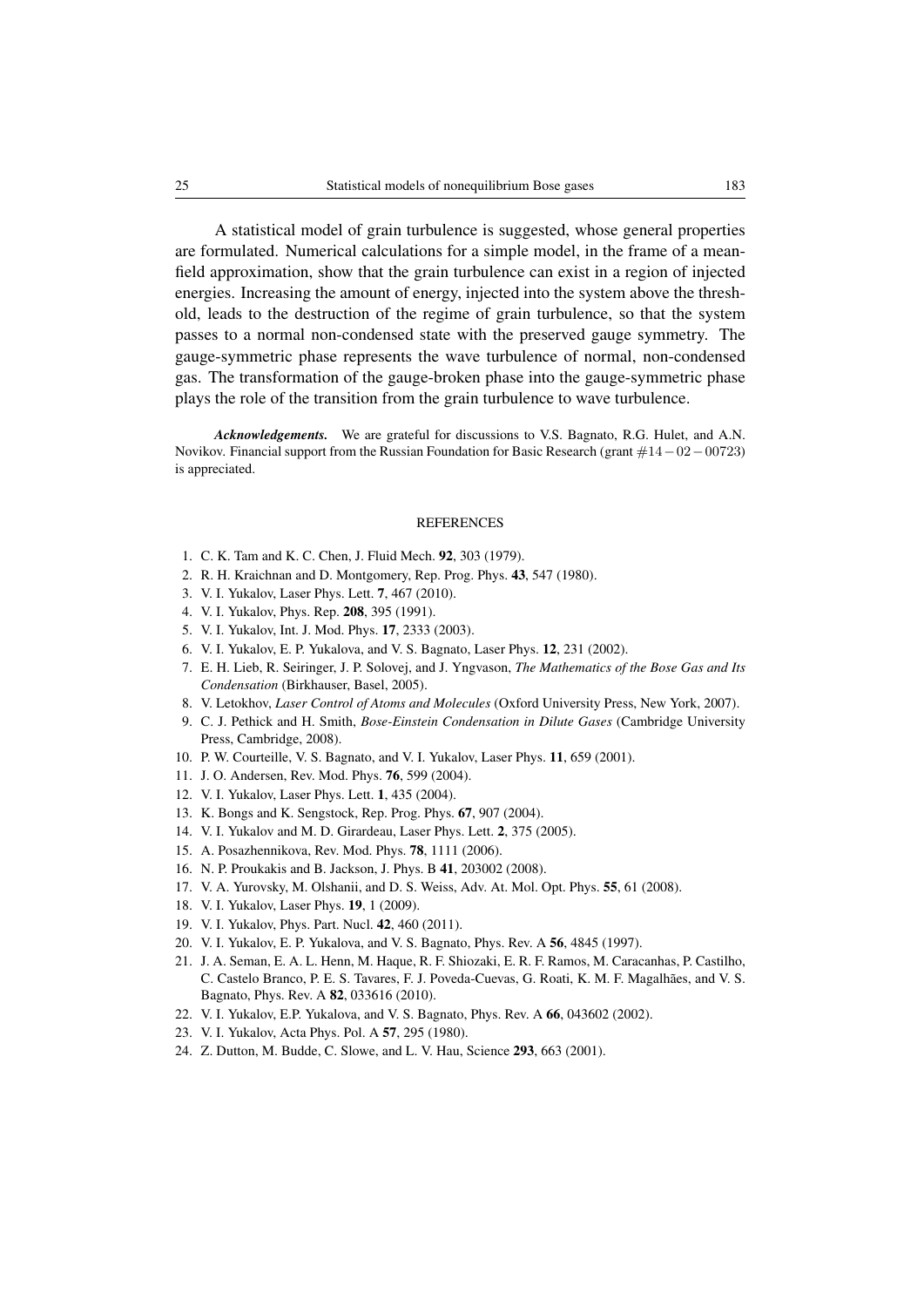A statistical model of grain turbulence is suggested, whose general properties are formulated. Numerical calculations for a simple model, in the frame of a mean-field approximation, show that the grain turbulence can exist in a region of injected energies. Increasing the amount of energy, injected into the system above the threshold, leads to the destruction of the regime of grain turbulence, so that the system passes to a normal non-condensed state with the preserved gauge symmetry. The gauge-symmetric phase represents the wave turbulence of normal, non-condensed gas. The transformation of the gauge-broken phase into the gauge-symmetric phase plays the role of the transition from the grain turbulence to wave turbulence.

***Acknowledgements.*** We are grateful for discussions to V.S. Bagnato, R.G. Hulet, and A.N. Novikov. Financial support from the Russian Foundation for Basic Research (grant $\#14-02-00723$) is appreciated.

## REFERENCES

1. C. K. Tam and K. C. Chen, J. Fluid Mech. **92**, 303 (1979).
2. R. H. Kraichnan and D. Montgomery, Rep. Prog. Phys. **43**, 547 (1980).
3. V. I. Yukalov, Laser Phys. Lett. **7**, 467 (2010).
4. V. I. Yukalov, Phys. Rep. **208**, 395 (1991).
5. V. I. Yukalov, Int. J. Mod. Phys. **17**, 2333 (2003).
6. V. I. Yukalov, E. P. Yukalova, and V. S. Bagnato, Laser Phys. **12**, 231 (2002).
7. E. H. Lieb, R. Seiringer, J. P. Solovej, and J. Yngvason, *The Mathematics of the Bose Gas and Its Condensation* (Birkhauser, Basel, 2005).
8. V. Letokhov, *Laser Control of Atoms and Molecules* (Oxford University Press, New York, 2007).
9. C. J. Pethick and H. Smith, *Bose-Einstein Condensation in Dilute Gases* (Cambridge University Press, Cambridge, 2008).
10. P. W. Courteille, V. S. Bagnato, and V. I. Yukalov, Laser Phys. **11**, 659 (2001).
11. J. O. Andersen, Rev. Mod. Phys. **76**, 599 (2004).
12. V. I. Yukalov, Laser Phys. Lett. **1**, 435 (2004).
13. K. Bongs and K. Sengstock, Rep. Prog. Phys. **67**, 907 (2004).
14. V. I. Yukalov and M. D. Girardeau, Laser Phys. Lett. **2**, 375 (2005).
15. A. Posazhennikova, Rev. Mod. Phys. **78**, 1111 (2006).
16. N. P. Proukakis and B. Jackson, J. Phys. B **41**, 203002 (2008).
17. V. A. Yurovsky, M. Olshanii, and D. S. Weiss, Adv. At. Mol. Opt. Phys. **55**, 61 (2008).
18. V. I. Yukalov, Laser Phys. **19**, 1 (2009).
19. V. I. Yukalov, Phys. Part. Nucl. **42**, 460 (2011).
20. V. I. Yukalov, E. P. Yukalova, and V. S. Bagnato, Phys. Rev. A **56**, 4845 (1997).
21. J. A. Seman, E. A. L. Henn, M. Haque, R. F. Shiozaki, E. R. F. Ramos, M. Caracanhas, P. Castilho, C. Castelo Branco, P. E. S. Tavares, F. J. Poveda-Cuevas, G. Roati, K. M. F. Magalhães, and V. S. Bagnato, Phys. Rev. A **82**, 033616 (2010).
22. V. I. Yukalov, E.P. Yukalova, and V. S. Bagnato, Phys. Rev. A **66**, 043602 (2002).
23. V. I. Yukalov, Acta Phys. Pol. A **57**, 295 (1980).
24. Z. Dutton, M. Budde, C. Slowe, and L. V. Hau, Science **293**, 663 (2001).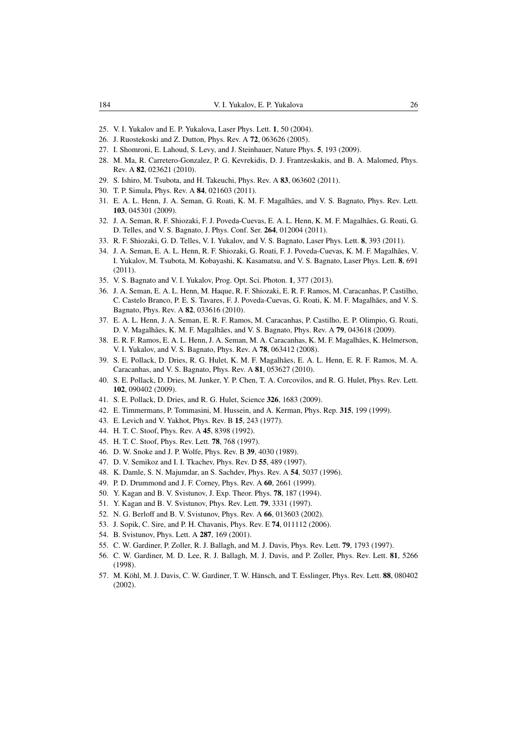25. V. I. Yukalov and E. P. Yukalova, Laser Phys. Lett. **1**, 50 (2004).
26. J. Ruostekoski and Z. Dutton, Phys. Rev. A **72**, 063626 (2005).
27. I. Shomroni, E. Lahoud, S. Levy, and J. Steinhauer, Nature Phys. **5**, 193 (2009).
28. M. Ma, R. Carretero-Gonzalez, P. G. Kevrekidis, D. J. Frantzeskakis, and B. A. Malomed, Phys. Rev. A **82**, 023621 (2010).
29. S. Ishiro, M. Tsubota, and H. Takeuchi, Phys. Rev. A **83**, 063602 (2011).
30. T. P. Simula, Phys. Rev. A **84**, 021603 (2011).
31. E. A. L. Henn, J. A. Seman, G. Roati, K. M. F. Magalhães, and V. S. Bagnato, Phys. Rev. Lett. **103**, 045301 (2009).
32. J. A. Seman, R. F. Shiozaki, F. J. Poveda-Cuevas, E. A. L. Henn, K. M. F. Magalhães, G. Roati, G. D. Telles, and V. S. Bagnato, J. Phys. Conf. Ser. **264**, 012004 (2011).
33. R. F. Shiozaki, G. D. Telles, V. I. Yukalov, and V. S. Bagnato, Laser Phys. Lett. **8**, 393 (2011).
34. J. A. Seman, E. A. L. Henn, R. F. Shiozaki, G. Roati, F. J. Poveda-Cuevas, K. M. F. Magalhães, V. I. Yukalov, M. Tsubota, M. Kobayashi, K. Kasamatsu, and V. S. Bagnato, Laser Phys. Lett. **8**, 691 (2011).
35. V. S. Bagnato and V. I. Yukalov, Prog. Opt. Sci. Photon. **1**, 377 (2013).
36. J. A. Seman, E. A. L. Henn, M. Haque, R. F. Shiozaki, E. R. F. Ramos, M. Caracanhas, P. Castilho, C. Castelo Branco, P. E. S. Tavares, F. J. Poveda-Cuevas, G. Roati, K. M. F. Magalhães, and V. S. Bagnato, Phys. Rev. A **82**, 033616 (2010).
37. E. A. L. Henn, J. A. Seman, E. R. F. Ramos, M. Caracanhas, P. Castilho, E. P. Olimpio, G. Roati, D. V. Magalhães, K. M. F. Magalhães, and V. S. Bagnato, Phys. Rev. A **79**, 043618 (2009).
38. E. R. F. Ramos, E. A. L. Henn, J. A. Seman, M. A. Caracanhas, K. M. F. Magalhães, K. Helmerson, V. I. Yukalov, and V. S. Bagnato, Phys. Rev. A **78**, 063412 (2008).
39. S. E. Pollack, D. Dries, R. G. Hulet, K. M. F. Magalhães, E. A. L. Henn, E. R. F. Ramos, M. A. Caracanhas, and V. S. Bagnato, Phys. Rev. A **81**, 053627 (2010).
40. S. E. Pollack, D. Dries, M. Junker, Y. P. Chen, T. A. Corcovilos, and R. G. Hulet, Phys. Rev. Lett. **102**, 090402 (2009).
41. S. E. Pollack, D. Dries, and R. G. Hulet, Science **326**, 1683 (2009).
42. E. Timmermans, P. Tommasini, M. Hussein, and A. Kerman, Phys. Rep. **315**, 199 (1999).
43. E. Levich and V. Yakhot, Phys. Rev. B **15**, 243 (1977).
44. H. T. C. Stoof, Phys. Rev. A **45**, 8398 (1992).
45. H. T. C. Stoof, Phys. Rev. Lett. **78**, 768 (1997).
46. D. W. Snoke and J. P. Wolfe, Phys. Rev. B **39**, 4030 (1989).
47. D. V. Semikoz and I. I. Tkachev, Phys. Rev. D **55**, 489 (1997).
48. K. Damle, S. N. Majumdar, an S. Sachdev, Phys. Rev. A **54**, 5037 (1996).
49. P. D. Drummond and J. F. Corney, Phys. Rev. A **60**, 2661 (1999).
50. Y. Kagan and B. V. Svistunov, J. Exp. Theor. Phys. **78**, 187 (1994).
51. Y. Kagan and B. V. Svistunov, Phys. Rev. Lett. **79**, 3331 (1997).
52. N. G. Berloff and B. V. Svistunov, Phys. Rev. A **66**, 013603 (2002).
53. J. Sopik, C. Sire, and P. H. Chavanis, Phys. Rev. E **74**, 011112 (2006).
54. B. Svistunov, Phys. Lett. A **287**, 169 (2001).
55. C. W. Gardiner, P. Zoller, R. J. Ballagh, and M. J. Davis, Phys. Rev. Lett. **79**, 1793 (1997).
56. C. W. Gardiner, M. D. Lee, R. J. Ballagh, M. J. Davis, and P. Zoller, Phys. Rev. Lett. **81**, 5266 (1998).
57. M. Köhl, M. J. Davis, C. W. Gardiner, T. W. Hänsch, and T. Esslinger, Phys. Rev. Lett. **88**, 080402 (2002).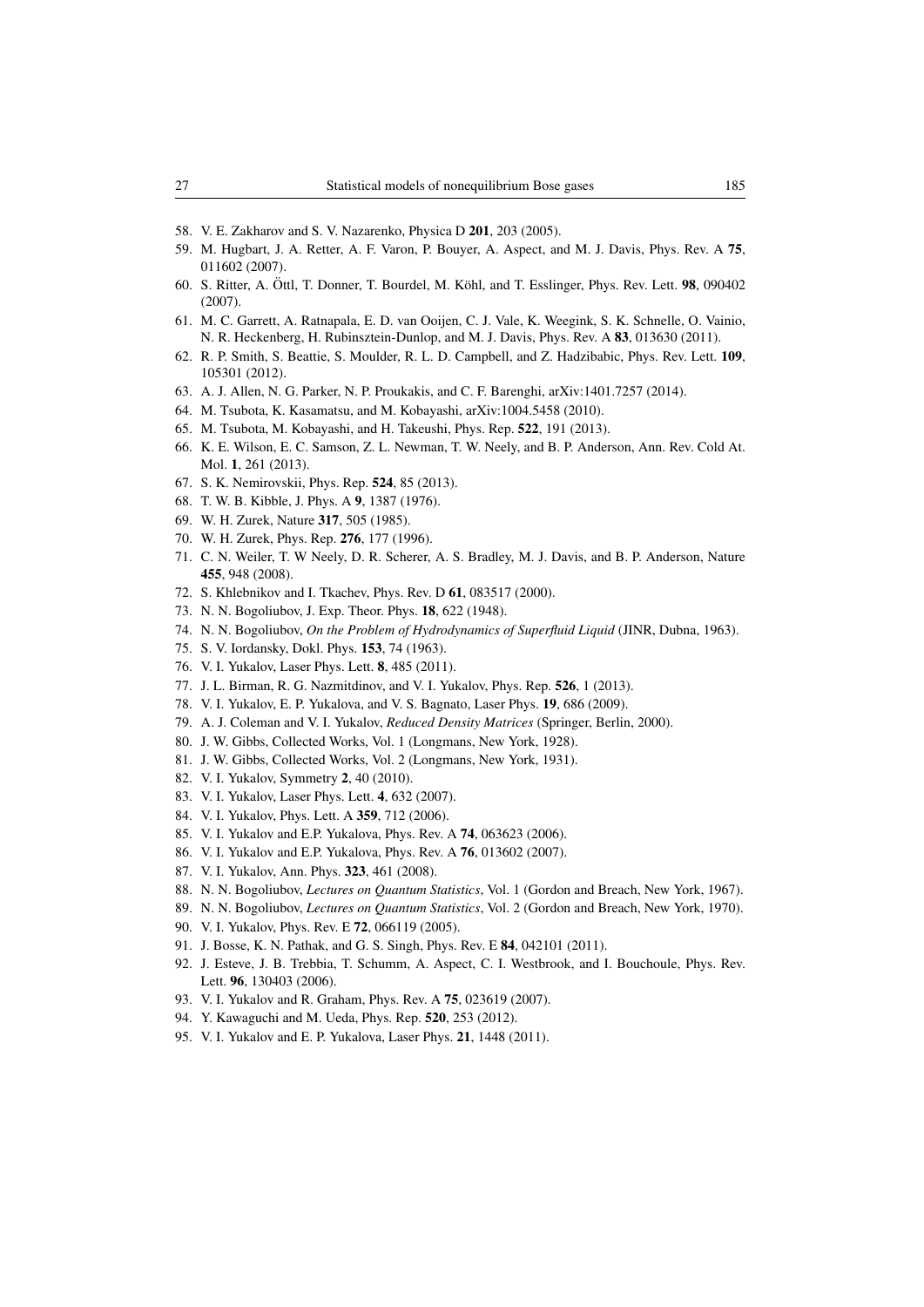58. V. E. Zakharov and S. V. Nazarenko, Physica D **201**, 203 (2005).
59. M. Hugbart, J. A. Retter, A. F. Varon, P. Bouyer, A. Aspect, and M. J. Davis, Phys. Rev. A **75**, 011602 (2007).
60. S. Ritter, A. Öttl, T. Donner, T. Bourdel, M. Köhl, and T. Esslinger, Phys. Rev. Lett. **98**, 090402 (2007).
61. M. C. Garrett, A. Ratnapala, E. D. van Ooijen, C. J. Vale, K. Weegink, S. K. Schnelle, O. Vainio, N. R. Heckenberg, H. Rubinsztein-Dunlop, and M. J. Davis, Phys. Rev. A **83**, 013630 (2011).
62. R. P. Smith, S. Beattie, S. Moulder, R. L. D. Campbell, and Z. Hadzibabic, Phys. Rev. Lett. **109**, 105301 (2012).
63. A. J. Allen, N. G. Parker, N. P. Proukakis, and C. F. Barenghi, arXiv:1401.7257 (2014).
64. M. Tsubota, K. Kasamatsu, and M. Kobayashi, arXiv:1004.5458 (2010).
65. M. Tsubota, M. Kobayashi, and H. Takeushi, Phys. Rep. **522**, 191 (2013).
66. K. E. Wilson, E. C. Samson, Z. L. Newman, T. W. Neely, and B. P. Anderson, Ann. Rev. Cold At. Mol. **1**, 261 (2013).
67. S. K. Nemirovskii, Phys. Rep. **524**, 85 (2013).
68. T. W. B. Kibble, J. Phys. A **9**, 1387 (1976).
69. W. H. Zurek, Nature **317**, 505 (1985).
70. W. H. Zurek, Phys. Rep. **276**, 177 (1996).
71. C. N. Weiler, T. W Neely, D. R. Scherer, A. S. Bradley, M. J. Davis, and B. P. Anderson, Nature **455**, 948 (2008).
72. S. Khlebnikov and I. Tkachev, Phys. Rev. D **61**, 083517 (2000).
73. N. N. Bogoliubov, J. Exp. Theor. Phys. **18**, 622 (1948).
74. N. N. Bogoliubov, *On the Problem of Hydrodynamics of Superfluid Liquid* (JINR, Dubna, 1963).
75. S. V. Iordansky, Dokl. Phys. **153**, 74 (1963).
76. V. I. Yukalov, Laser Phys. Lett. **8**, 485 (2011).
77. J. L. Birman, R. G. Nazmitdinov, and V. I. Yukalov, Phys. Rep. **526**, 1 (2013).
78. V. I. Yukalov, E. P. Yukalova, and V. S. Bagnato, Laser Phys. **19**, 686 (2009).
79. A. J. Coleman and V. I. Yukalov, *Reduced Density Matrices* (Springer, Berlin, 2000).
80. J. W. Gibbs, Collected Works, Vol. 1 (Longmans, New York, 1928).
81. J. W. Gibbs, Collected Works, Vol. 2 (Longmans, New York, 1931).
82. V. I. Yukalov, Symmetry **2**, 40 (2010).
83. V. I. Yukalov, Laser Phys. Lett. **4**, 632 (2007).
84. V. I. Yukalov, Phys. Lett. A **359**, 712 (2006).
85. V. I. Yukalov and E.P. Yukalova, Phys. Rev. A **74**, 063623 (2006).
86. V. I. Yukalov and E.P. Yukalova, Phys. Rev. A **76**, 013602 (2007).
87. V. I. Yukalov, Ann. Phys. **323**, 461 (2008).
88. N. N. Bogoliubov, *Lectures on Quantum Statistics*, Vol. 1 (Gordon and Breach, New York, 1967).
89. N. N. Bogoliubov, *Lectures on Quantum Statistics*, Vol. 2 (Gordon and Breach, New York, 1970).
90. V. I. Yukalov, Phys. Rev. E **72**, 066119 (2005).
91. J. Bosse, K. N. Pathak, and G. S. Singh, Phys. Rev. E **84**, 042101 (2011).
92. J. Esteve, J. B. Trebbia, T. Schumm, A. Aspect, C. I. Westbrook, and I. Bouchoule, Phys. Rev. Lett. **96**, 130403 (2006).
93. V. I. Yukalov and R. Graham, Phys. Rev. A **75**, 023619 (2007).
94. Y. Kawaguchi and M. Ueda, Phys. Rep. **520**, 253 (2012).
95. V. I. Yukalov and E. P. Yukalova, Laser Phys. **21**, 1448 (2011).